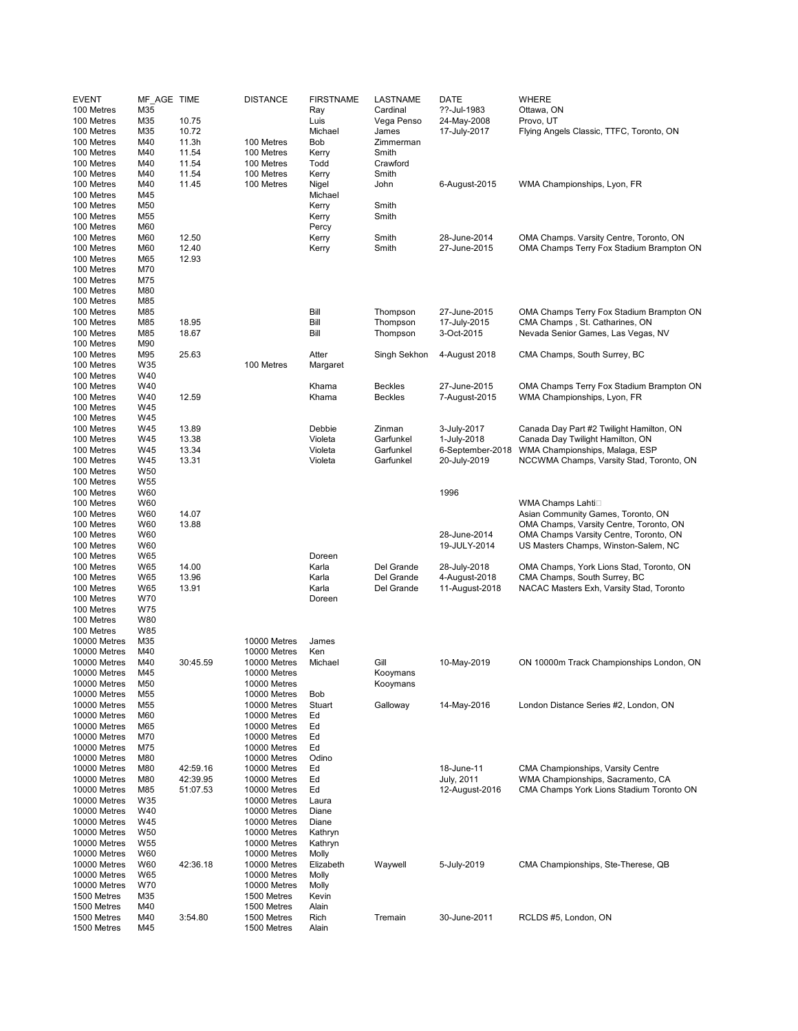| EVENT | MF_AGE | TIME | DISTANCE | FIRSTNAME | LASTNAME | DATE | WHERE |
|---|---|---|---|---|---|---|---|
| 100 Metres | M35 | | | Ray | Cardinal | ??-Jul-1983 | Ottawa, ON |
| 100 Metres | M35 | 10.75 | | Luis | Vega Penso | 24-May-2008 | Provo, UT |
| 100 Metres | M35 | 10.72 | | Michael | James | 17-July-2017 | Flying Angels Classic, TTFC, Toronto, ON |
| 100 Metres | M40 | 11.3h | 100 Metres | Bob | Zimmerman | | |
| 100 Metres | M40 | 11.54 | 100 Metres | Kerry | Smith | | |
| 100 Metres | M40 | 11.54 | 100 Metres | Todd | Crawford | | |
| 100 Metres | M40 | 11.54 | 100 Metres | Kerry | Smith | | |
| 100 Metres | M40 | 11.45 | 100 Metres | Nigel | John | 6-August-2015 | WMA Championships, Lyon, FR |
| 100 Metres | M45 | | | Michael | | | |
| 100 Metres | M50 | | | Kerry | Smith | | |
| 100 Metres | M55 | | | Kerry | Smith | | |
| 100 Metres | M60 | | | Percy | | | |
| 100 Metres | M60 | 12.50 | | Kerry | Smith | 28-June-2014 | OMA Champs. Varsity Centre, Toronto, ON |
| 100 Metres | M60 | 12.40 | | Kerry | Smith | 27-June-2015 | OMA Champs Terry Fox Stadium Brampton ON |
| 100 Metres | M65 | 12.93 | | | | | |
| 100 Metres | M70 | | | | | | |
| 100 Metres | M75 | | | | | | |
| 100 Metres | M80 | | | | | | |
| 100 Metres | M85 | | | | | | |
| 100 Metres | M85 | | | Bill | Thompson | 27-June-2015 | OMA Champs Terry Fox Stadium Brampton ON |
| 100 Metres | M85 | 18.95 | | Bill | Thompson | 17-July-2015 | CMA Champs , St. Catharines, ON |
| 100 Metres | M85 | 18.67 | | Bill | Thompson | 3-Oct-2015 | Nevada Senior Games, Las Vegas, NV |
| 100 Metres | M90 | | | | | | |
| 100 Metres | M95 | 25.63 | | Atter | Singh Sekhon | 4-August 2018 | CMA Champs, South Surrey, BC |
| 100 Metres | W35 | | 100 Metres | Margaret | | | |
| 100 Metres | W40 | | | | | | |
| 100 Metres | W40 | | | Khama | Beckles | 27-June-2015 | OMA Champs Terry Fox Stadium Brampton ON |
| 100 Metres | W40 | 12.59 | | Khama | Beckles | 7-August-2015 | WMA Championships, Lyon, FR |
| 100 Metres | W45 | | | | | | |
| 100 Metres | W45 | | | | | | |
| 100 Metres | W45 | 13.89 | | Debbie | Zinman | 3-July-2017 | Canada Day Part #2 Twilight Hamilton, ON |
| 100 Metres | W45 | 13.38 | | Violeta | Garfunkel | 1-July-2018 | Canada Day Twilight Hamilton, ON |
| 100 Metres | W45 | 13.34 | | Violeta | Garfunkel | 6-September-2018 | WMA Championships, Malaga, ESP |
| 100 Metres | W45 | 13.31 | | Violeta | Garfunkel | 20-July-2019 | NCCWMA Champs, Varsity Stad, Toronto, ON |
| 100 Metres | W50 | | | | | | |
| 100 Metres | W55 | | | | | | |
| 100 Metres | W60 | | | | | 1996 | |
| 100 Metres | W60 | | | | | | WMA Champs Lahti |
| 100 Metres | W60 | 14.07 | | | | | Asian Community Games, Toronto, ON |
| 100 Metres | W60 | 13.88 | | | | | OMA Champs, Varsity Centre, Toronto, ON |
| 100 Metres | W60 | | | | | 28-June-2014 | OMA Champs Varsity Centre, Toronto, ON |
| 100 Metres | W60 | | | | | 19-JULY-2014 | US Masters Champs, Winston-Salem, NC |
| 100 Metres | W65 | | | Doreen | | | |
| 100 Metres | W65 | 14.00 | | Karla | Del Grande | 28-July-2018 | OMA Champs, York Lions Stad, Toronto, ON |
| 100 Metres | W65 | 13.96 | | Karla | Del Grande | 4-August-2018 | CMA Champs, South Surrey, BC |
| 100 Metres | W65 | 13.91 | | Karla | Del Grande | 11-August-2018 | NACAC Masters Exh, Varsity Stad, Toronto |
| 100 Metres | W70 | | | Doreen | | | |
| 100 Metres | W75 | | | | | | |
| 100 Metres | W80 | | | | | | |
| 100 Metres | W85 | | | | | | |
| 10000 Metres | M35 | | 10000 Metres | James | | | |
| 10000 Metres | M40 | | 10000 Metres | Ken | | | |
| 10000 Metres | M40 | 30:45.59 | 10000 Metres | Michael | Gill | 10-May-2019 | ON 10000m Track Championships London, ON |
| 10000 Metres | M45 | | 10000 Metres | | Kooymans | | |
| 10000 Metres | M50 | | 10000 Metres | | Kooymans | | |
| 10000 Metres | M55 | | 10000 Metres | Bob | | | |
| 10000 Metres | M55 | | 10000 Metres | Stuart | Galloway | 14-May-2016 | London Distance Series #2, London, ON |
| 10000 Metres | M60 | | 10000 Metres | Ed | | | |
| 10000 Metres | M65 | | 10000 Metres | Ed | | | |
| 10000 Metres | M70 | | 10000 Metres | Ed | | | |
| 10000 Metres | M75 | | 10000 Metres | Ed | | | |
| 10000 Metres | M80 | | 10000 Metres | Odino | | | |
| 10000 Metres | M80 | 42:59.16 | 10000 Metres | Ed | | 18-June-11 | CMA Championships, Varsity Centre |
| 10000 Metres | M80 | 42:39.95 | 10000 Metres | Ed | | July, 2011 | WMA Championships, Sacramento, CA |
| 10000 Metres | M85 | 51:07.53 | 10000 Metres | Ed | | 12-August-2016 | CMA Champs York Lions Stadium Toronto ON |
| 10000 Metres | W35 | | 10000 Metres | Laura | | | |
| 10000 Metres | W40 | | 10000 Metres | Diane | | | |
| 10000 Metres | W45 | | 10000 Metres | Diane | | | |
| 10000 Metres | W50 | | 10000 Metres | Kathryn | | | |
| 10000 Metres | W55 | | 10000 Metres | Kathryn | | | |
| 10000 Metres | W60 | | 10000 Metres | Molly | | | |
| 10000 Metres | W60 | 42:36.18 | 10000 Metres | Elizabeth | Waywell | 5-July-2019 | CMA Championships, Ste-Therese, QB |
| 10000 Metres | W65 | | 10000 Metres | Molly | | | |
| 10000 Metres | W70 | | 10000 Metres | Molly | | | |
| 1500 Metres | M35 | | 1500 Metres | Kevin | | | |
| 1500 Metres | M40 | | 1500 Metres | Alain | | | |
| 1500 Metres | M40 | 3:54.80 | 1500 Metres | Rich | Tremain | 30-June-2011 | RCLDS #5, London, ON |
| 1500 Metres | M45 | | 1500 Metres | Alain | | | |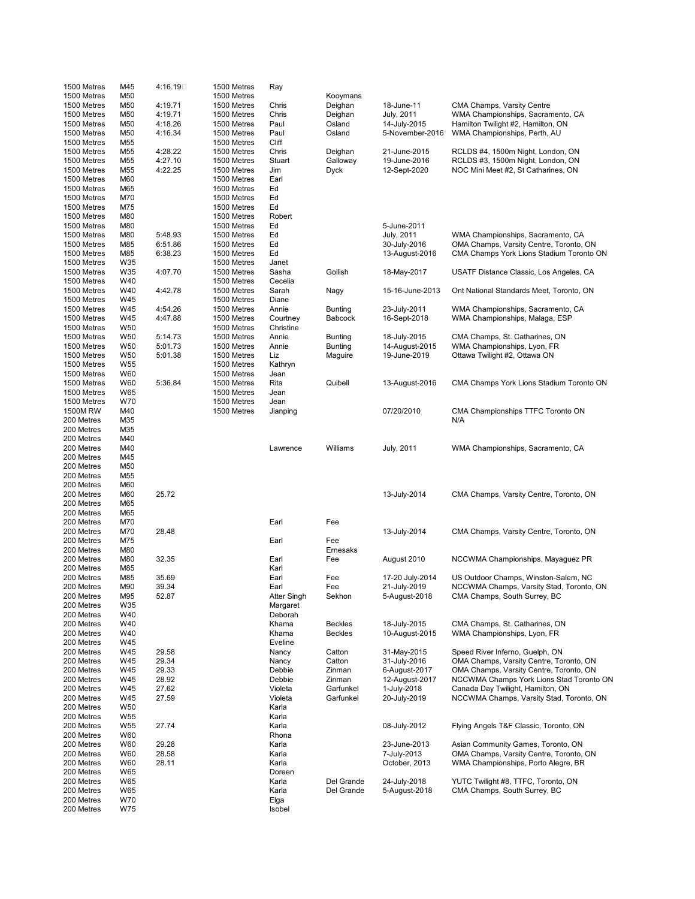| | | | | | | | |
|---|---|---|---|---|---|---|---|
| 1500 Metres | M45 | 4:16.19 | 1500 Metres | Ray | | | |
| 1500 Metres | M50 | | 1500 Metres | | Kooymans | | |
| 1500 Metres | M50 | 4:19.71 | 1500 Metres | Chris | Deighan | 18-June-11 | CMA Champs, Varsity Centre |
| 1500 Metres | M50 | 4:19.71 | 1500 Metres | Chris | Deighan | July, 2011 | WMA Championships, Sacramento, CA |
| 1500 Metres | M50 | 4:18.26 | 1500 Metres | Paul | Osland | 14-July-2015 | Hamilton Twilight #2, Hamilton, ON |
| 1500 Metres | M50 | 4:16.34 | 1500 Metres | Paul | Osland | 5-November-2016 | WMA Championships, Perth, AU |
| 1500 Metres | M55 | | 1500 Metres | Cliff | | | |
| 1500 Metres | M55 | 4:28.22 | 1500 Metres | Chris | Deighan | 21-June-2015 | RCLDS #4, 1500m Night, London, ON |
| 1500 Metres | M55 | 4:27.10 | 1500 Metres | Stuart | Galloway | 19-June-2016 | RCLDS #3, 1500m Night, London, ON |
| 1500 Metres | M55 | 4:22.25 | 1500 Metres | Jim | Dyck | 12-Sept-2020 | NOC Mini Meet #2, St Catharines, ON |
| 1500 Metres | M60 | | 1500 Metres | Earl | | | |
| 1500 Metres | M65 | | 1500 Metres | Ed | | | |
| 1500 Metres | M70 | | 1500 Metres | Ed | | | |
| 1500 Metres | M75 | | 1500 Metres | Ed | | | |
| 1500 Metres | M80 | | 1500 Metres | Robert | | | |
| 1500 Metres | M80 | | 1500 Metres | Ed | | 5-June-2011 | |
| 1500 Metres | M80 | 5:48.93 | 1500 Metres | Ed | | July, 2011 | WMA Championships, Sacramento, CA |
| 1500 Metres | M85 | 6:51.86 | 1500 Metres | Ed | | 30-July-2016 | OMA Champs, Varsity Centre, Toronto, ON |
| 1500 Metres | M85 | 6:38.23 | 1500 Metres | Ed | | 13-August-2016 | CMA Champs York Lions Stadium Toronto ON |
| 1500 Metres | W35 | | 1500 Metres | Janet | | | |
| 1500 Metres | W35 | 4:07.70 | 1500 Metres | Sasha | Gollish | 18-May-2017 | USATF Distance Classic, Los Angeles, CA |
| 1500 Metres | W40 | | 1500 Metres | Cecelia | | | |
| 1500 Metres | W40 | 4:42.78 | 1500 Metres | Sarah | Nagy | 15-16-June-2013 | Ont National Standards Meet, Toronto, ON |
| 1500 Metres | W45 | | 1500 Metres | Diane | | | |
| 1500 Metres | W45 | 4:54.26 | 1500 Metres | Annie | Bunting | 23-July-2011 | WMA Championships, Sacramento, CA |
| 1500 Metres | W45 | 4:47.88 | 1500 Metres | Courtney | Babcock | 16-Sept-2018 | WMA Championships, Malaga, ESP |
| 1500 Metres | W50 | | 1500 Metres | Christine | | | |
| 1500 Metres | W50 | 5:14.73 | 1500 Metres | Annie | Bunting | 18-July-2015 | CMA Champs, St. Catharines, ON |
| 1500 Metres | W50 | 5:01.73 | 1500 Metres | Annie | Bunting | 14-August-2015 | WMA Championships, Lyon, FR |
| 1500 Metres | W50 | 5:01.38 | 1500 Metres | Liz | Maguire | 19-June-2019 | Ottawa Twilight #2, Ottawa ON |
| 1500 Metres | W55 | | 1500 Metres | Kathryn | | | |
| 1500 Metres | W60 | | 1500 Metres | Jean | | | |
| 1500 Metres | W60 | 5:36.84 | 1500 Metres | Rita | Quibell | 13-August-2016 | CMA Champs York Lions Stadium Toronto ON |
| 1500 Metres | W65 | | 1500 Metres | Jean | | | |
| 1500 Metres | W70 | | 1500 Metres | Jean | | | |
| 1500M RW | M40 | | 1500 Metres | Jianping | | 07/20/2010 | CMA Championships TTFC Toronto ON |
| 200 Metres | M35 | | | | | | N/A |
| 200 Metres | M35 | | | | | | |
| 200 Metres | M40 | | | | | | |
| 200 Metres | M40 | | | Lawrence | Williams | July, 2011 | WMA Championships, Sacramento, CA |
| 200 Metres | M45 | | | | | | |
| 200 Metres | M50 | | | | | | |
| 200 Metres | M55 | | | | | | |
| 200 Metres | M60 | | | | | | |
| 200 Metres | M60 | 25.72 | | | | 13-July-2014 | CMA Champs, Varsity Centre, Toronto, ON |
| 200 Metres | M65 | | | | | | |
| 200 Metres | M65 | | | | | | |
| 200 Metres | M70 | | | Earl | Fee | | |
| 200 Metres | M70 | 28.48 | | | | 13-July-2014 | CMA Champs, Varsity Centre, Toronto, ON |
| 200 Metres | M75 | | | Earl | Fee | | |
| 200 Metres | M80 | | | | Ernesaks | | |
| 200 Metres | M80 | 32.35 | | Earl | Fee | August 2010 | NCCWMA Championships, Mayaguez PR |
| 200 Metres | M85 | | | Karl | | | |
| 200 Metres | M85 | 35.69 | | Earl | Fee | 17-20 July-2014 | US Outdoor Champs, Winston-Salem, NC |
| 200 Metres | M90 | 39.34 | | Earl | Fee | 21-July-2019 | NCCWMA Champs, Varsity Stad, Toronto, ON |
| 200 Metres | M95 | 52.87 | | Atter Singh | Sekhon | 5-August-2018 | CMA Champs, South Surrey, BC |
| 200 Metres | W35 | | | Margaret | | | |
| 200 Metres | W40 | | | Deborah | | | |
| 200 Metres | W40 | | | Khama | Beckles | 18-July-2015 | CMA Champs, St. Catharines, ON |
| 200 Metres | W40 | | | Khama | Beckles | 10-August-2015 | WMA Championships, Lyon, FR |
| 200 Metres | W45 | | | Eveline | | | |
| 200 Metres | W45 | 29.58 | | Nancy | Catton | 31-May-2015 | Speed River Inferno, Guelph, ON |
| 200 Metres | W45 | 29.34 | | Nancy | Catton | 31-July-2016 | OMA Champs, Varsity Centre, Toronto, ON |
| 200 Metres | W45 | 29.33 | | Debbie | Zinman | 6-August-2017 | OMA Champs, Varsity Centre, Toronto, ON |
| 200 Metres | W45 | 28.92 | | Debbie | Zinman | 12-August-2017 | NCCWMA Champs York Lions Stad Toronto ON |
| 200 Metres | W45 | 27.62 | | Violeta | Garfunkel | 1-July-2018 | Canada Day Twilight, Hamilton, ON |
| 200 Metres | W45 | 27.59 | | Violeta | Garfunkel | 20-July-2019 | NCCWMA Champs, Varsity Stad, Toronto, ON |
| 200 Metres | W50 | | | Karla | | | |
| 200 Metres | W55 | | | Karla | | | |
| 200 Metres | W55 | 27.74 | | Karla | | 08-July-2012 | Flying Angels T&F Classic, Toronto, ON |
| 200 Metres | W60 | | | Rhona | | | |
| 200 Metres | W60 | 29.28 | | Karla | | 23-June-2013 | Asian Community Games, Toronto, ON |
| 200 Metres | W60 | 28.58 | | Karla | | 7-July-2013 | OMA Champs, Varsity Centre, Toronto, ON |
| 200 Metres | W60 | 28.11 | | Karla | | October, 2013 | WMA Championships, Porto Alegre, BR |
| 200 Metres | W65 | | | Doreen | | | |
| 200 Metres | W65 | | | Karla | Del Grande | 24-July-2018 | YUTC Twilight #8, TTFC, Toronto, ON |
| 200 Metres | W65 | | | Karla | Del Grande | 5-August-2018 | CMA Champs, South Surrey, BC |
| 200 Metres | W70 | | | Elga | | | |
| 200 Metres | W75 | | | Isobel | | | |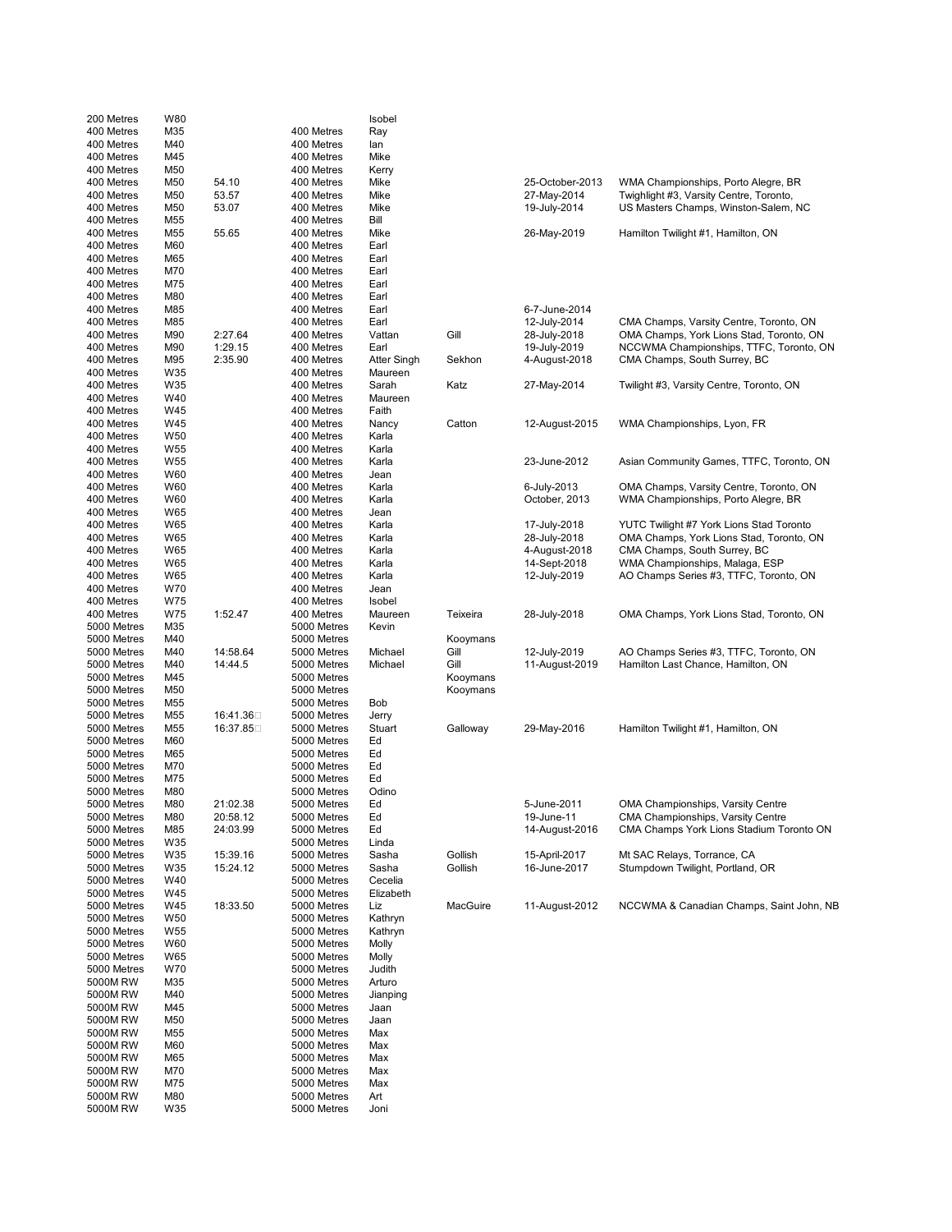| | | | | | | | |
|---|---|---|---|---|---|---|---|
| 200 Metres | W80 | | | Isobel | | | |
| 400 Metres | M35 | | 400 Metres | Ray | | | |
| 400 Metres | M40 | | 400 Metres | Ian | | | |
| 400 Metres | M45 | | 400 Metres | Mike | | | |
| 400 Metres | M50 | | 400 Metres | Kerry | | | |
| 400 Metres | M50 | 54.10 | 400 Metres | Mike | | 25-October-2013 | WMA Championships, Porto Alegre, BR |
| 400 Metres | M50 | 53.57 | 400 Metres | Mike | | 27-May-2014 | Twighlight #3, Varsity Centre, Toronto, |
| 400 Metres | M50 | 53.07 | 400 Metres | Mike | | 19-July-2014 | US Masters Champs, Winston-Salem, NC |
| 400 Metres | M55 | | 400 Metres | Bill | | | |
| 400 Metres | M55 | 55.65 | 400 Metres | Mike | | 26-May-2019 | Hamilton Twilight #1, Hamilton, ON |
| 400 Metres | M60 | | 400 Metres | Earl | | | |
| 400 Metres | M65 | | 400 Metres | Earl | | | |
| 400 Metres | M70 | | 400 Metres | Earl | | | |
| 400 Metres | M75 | | 400 Metres | Earl | | | |
| 400 Metres | M80 | | 400 Metres | Earl | | | |
| 400 Metres | M85 | | 400 Metres | Earl | | 6-7-June-2014 | |
| 400 Metres | M85 | | 400 Metres | Earl | | 12-July-2014 | CMA Champs, Varsity Centre, Toronto, ON |
| 400 Metres | M90 | 2:27.64 | 400 Metres | Vattan | Gill | 28-July-2018 | OMA Champs, York Lions Stad, Toronto, ON |
| 400 Metres | M90 | 1:29.15 | 400 Metres | Earl | | 19-July-2019 | NCCWMA Championships, TTFC, Toronto, ON |
| 400 Metres | M95 | 2:35.90 | 400 Metres | Atter Singh | Sekhon | 4-August-2018 | CMA Champs, South Surrey, BC |
| 400 Metres | W35 | | 400 Metres | Maureen | | | |
| 400 Metres | W35 | | 400 Metres | Sarah | Katz | 27-May-2014 | Twilight #3, Varsity Centre, Toronto, ON |
| 400 Metres | W40 | | 400 Metres | Maureen | | | |
| 400 Metres | W45 | | 400 Metres | Faith | | | |
| 400 Metres | W45 | | 400 Metres | Nancy | Catton | 12-August-2015 | WMA Championships, Lyon, FR |
| 400 Metres | W50 | | 400 Metres | Karla | | | |
| 400 Metres | W55 | | 400 Metres | Karla | | | |
| 400 Metres | W55 | | 400 Metres | Karla | | 23-June-2012 | Asian Community Games, TTFC, Toronto, ON |
| 400 Metres | W60 | | 400 Metres | Jean | | | |
| 400 Metres | W60 | | 400 Metres | Karla | | 6-July-2013 | OMA Champs, Varsity Centre, Toronto, ON |
| 400 Metres | W60 | | 400 Metres | Karla | | October, 2013 | WMA Championships, Porto Alegre, BR |
| 400 Metres | W65 | | 400 Metres | Jean | | | |
| 400 Metres | W65 | | 400 Metres | Karla | | 17-July-2018 | YUTC Twilight #7 York Lions Stad Toronto |
| 400 Metres | W65 | | 400 Metres | Karla | | 28-July-2018 | OMA Champs, York Lions Stad, Toronto, ON |
| 400 Metres | W65 | | 400 Metres | Karla | | 4-August-2018 | CMA Champs, South Surrey, BC |
| 400 Metres | W65 | | 400 Metres | Karla | | 14-Sept-2018 | WMA Championships, Malaga, ESP |
| 400 Metres | W65 | | 400 Metres | Karla | | 12-July-2019 | AO Champs Series #3, TTFC, Toronto, ON |
| 400 Metres | W70 | | 400 Metres | Jean | | | |
| 400 Metres | W75 | | 400 Metres | Isobel | | | |
| 400 Metres | W75 | 1:52.47 | 400 Metres | Maureen | Teixeira | 28-July-2018 | OMA Champs, York Lions Stad, Toronto, ON |
| 5000 Metres | M35 | | 5000 Metres | Kevin | | | |
| 5000 Metres | M40 | | 5000 Metres | | Kooymans | | |
| 5000 Metres | M40 | 14:58.64 | 5000 Metres | Michael | Gill | 12-July-2019 | AO Champs Series #3, TTFC, Toronto, ON |
| 5000 Metres | M40 | 14:44.5 | 5000 Metres | Michael | Gill | 11-August-2019 | Hamilton Last Chance, Hamilton, ON |
| 5000 Metres | M45 | | 5000 Metres | | Kooymans | | |
| 5000 Metres | M50 | | 5000 Metres | | Kooymans | | |
| 5000 Metres | M55 | | 5000 Metres | Bob | | | |
| 5000 Metres | M55 | 16:41.36 | 5000 Metres | Jerry | | | |
| 5000 Metres | M55 | 16:37.85 | 5000 Metres | Stuart | Galloway | 29-May-2016 | Hamilton Twilight #1, Hamilton, ON |
| 5000 Metres | M60 | | 5000 Metres | Ed | | | |
| 5000 Metres | M65 | | 5000 Metres | Ed | | | |
| 5000 Metres | M70 | | 5000 Metres | Ed | | | |
| 5000 Metres | M75 | | 5000 Metres | Ed | | | |
| 5000 Metres | M80 | | 5000 Metres | Odino | | | |
| 5000 Metres | M80 | 21:02.38 | 5000 Metres | Ed | | 5-June-2011 | OMA Championships, Varsity Centre |
| 5000 Metres | M80 | 20:58.12 | 5000 Metres | Ed | | 19-June-11 | CMA Championships, Varsity Centre |
| 5000 Metres | M85 | 24:03.99 | 5000 Metres | Ed | | 14-August-2016 | CMA Champs York Lions Stadium Toronto ON |
| 5000 Metres | W35 | | 5000 Metres | Linda | | | |
| 5000 Metres | W35 | 15:39.16 | 5000 Metres | Sasha | Gollish | 15-April-2017 | Mt SAC Relays, Torrance, CA |
| 5000 Metres | W35 | 15:24.12 | 5000 Metres | Sasha | Gollish | 16-June-2017 | Stumpdown Twilight, Portland, OR |
| 5000 Metres | W40 | | 5000 Metres | Cecelia | | | |
| 5000 Metres | W45 | | 5000 Metres | Elizabeth | | | |
| 5000 Metres | W45 | 18:33.50 | 5000 Metres | Liz | MacGuire | 11-August-2012 | NCCWMA & Canadian Champs, Saint John, NB |
| 5000 Metres | W50 | | 5000 Metres | Kathryn | | | |
| 5000 Metres | W55 | | 5000 Metres | Kathryn | | | |
| 5000 Metres | W60 | | 5000 Metres | Molly | | | |
| 5000 Metres | W65 | | 5000 Metres | Molly | | | |
| 5000 Metres | W70 | | 5000 Metres | Judith | | | |
| 5000M RW | M35 | | 5000 Metres | Arturo | | | |
| 5000M RW | M40 | | 5000 Metres | Jianping | | | |
| 5000M RW | M45 | | 5000 Metres | Jaan | | | |
| 5000M RW | M50 | | 5000 Metres | Jaan | | | |
| 5000M RW | M55 | | 5000 Metres | Max | | | |
| 5000M RW | M60 | | 5000 Metres | Max | | | |
| 5000M RW | M65 | | 5000 Metres | Max | | | |
| 5000M RW | M70 | | 5000 Metres | Max | | | |
| 5000M RW | M75 | | 5000 Metres | Max | | | |
| 5000M RW | M80 | | 5000 Metres | Art | | | |
| 5000M RW | W35 | | 5000 Metres | Joni | | | |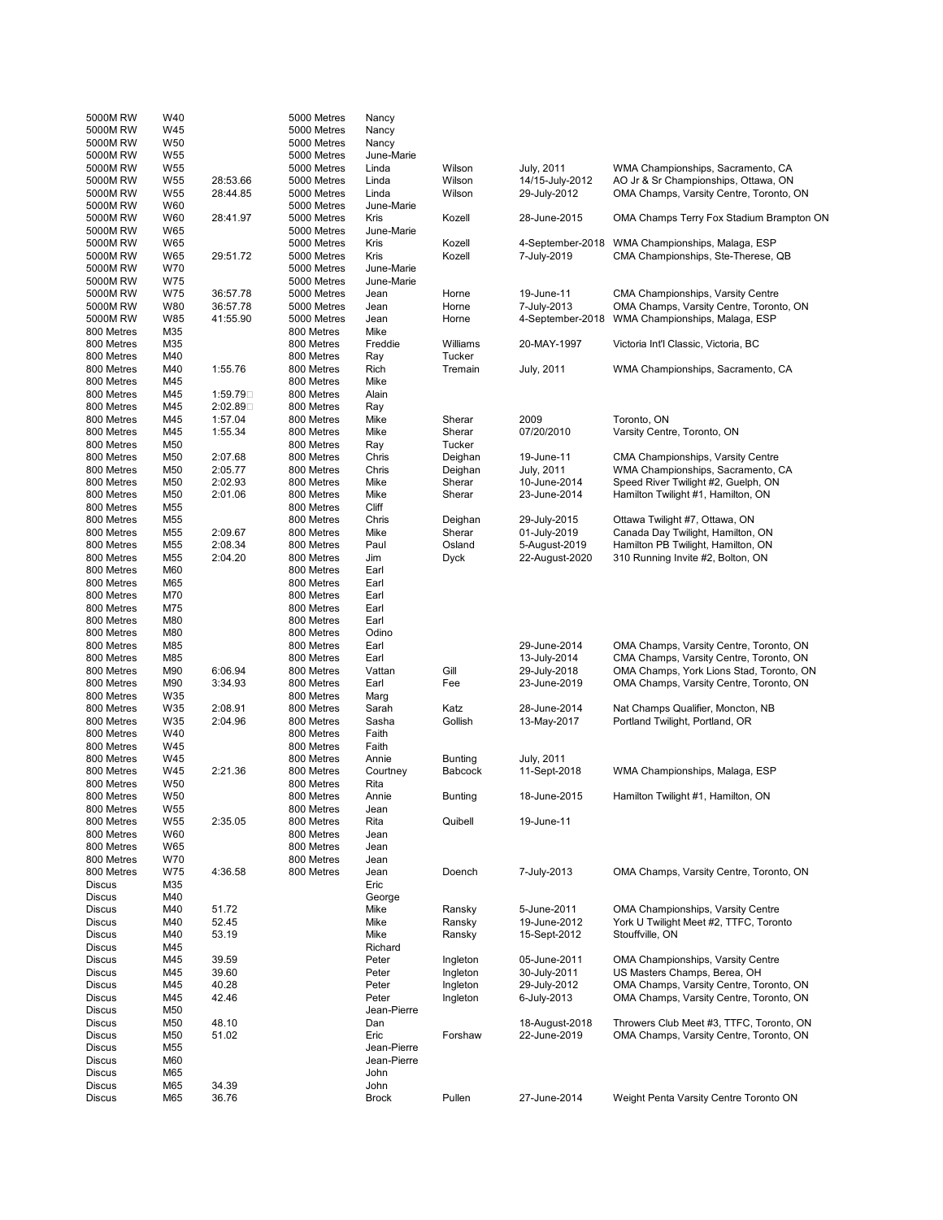| | | | | | | | |
|---|---|---|---|---|---|---|---|
| 5000M RW | W40 | | 5000 Metres | Nancy | | | |
| 5000M RW | W45 | | 5000 Metres | Nancy | | | |
| 5000M RW | W50 | | 5000 Metres | Nancy | | | |
| 5000M RW | W55 | | 5000 Metres | June-Marie | | | |
| 5000M RW | W55 | | 5000 Metres | Linda | Wilson | July, 2011 | WMA Championships, Sacramento, CA |
| 5000M RW | W55 | 28:53.66 | 5000 Metres | Linda | Wilson | 14/15-July-2012 | AO Jr & Sr Championships, Ottawa, ON |
| 5000M RW | W55 | 28:44.85 | 5000 Metres | Linda | Wilson | 29-July-2012 | OMA Champs, Varsity Centre, Toronto, ON |
| 5000M RW | W60 | | 5000 Metres | June-Marie | | | |
| 5000M RW | W60 | 28:41.97 | 5000 Metres | Kris | Kozell | 28-June-2015 | OMA Champs Terry Fox Stadium Brampton ON |
| 5000M RW | W65 | | 5000 Metres | June-Marie | | | |
| 5000M RW | W65 | | 5000 Metres | Kris | Kozell | 4-September-2018 | WMA Championships, Malaga, ESP |
| 5000M RW | W65 | 29:51.72 | 5000 Metres | Kris | Kozell | 7-July-2019 | CMA Championships, Ste-Therese, QB |
| 5000M RW | W70 | | 5000 Metres | June-Marie | | | |
| 5000M RW | W75 | | 5000 Metres | June-Marie | | | |
| 5000M RW | W75 | 36:57.78 | 5000 Metres | Jean | Horne | 19-June-11 | CMA Championships, Varsity Centre |
| 5000M RW | W80 | 36:57.78 | 5000 Metres | Jean | Horne | 7-July-2013 | OMA Champs, Varsity Centre, Toronto, ON |
| 5000M RW | W85 | 41:55.90 | 5000 Metres | Jean | Horne | 4-September-2018 | WMA Championships, Malaga, ESP |
| 800 Metres | M35 | | 800 Metres | Mike | | | |
| 800 Metres | M35 | | 800 Metres | Freddie | Williams | 20-MAY-1997 | Victoria Int'l Classic, Victoria, BC |
| 800 Metres | M40 | | 800 Metres | Ray | Tucker | | |
| 800 Metres | M40 | 1:55.76 | 800 Metres | Rich | Tremain | July, 2011 | WMA Championships, Sacramento, CA |
| 800 Metres | M45 | | 800 Metres | Mike | | | |
| 800 Metres | M45 | 1:59.79 | 800 Metres | Alain | | | |
| 800 Metres | M45 | 2:02.89 | 800 Metres | Ray | | | |
| 800 Metres | M45 | 1:57.04 | 800 Metres | Mike | Sherar | 2009 | Toronto, ON |
| 800 Metres | M45 | 1:55.34 | 800 Metres | Mike | Sherar | 07/20/2010 | Varsity Centre, Toronto, ON |
| 800 Metres | M50 | | 800 Metres | Ray | Tucker | | |
| 800 Metres | M50 | 2:07.68 | 800 Metres | Chris | Deighan | 19-June-11 | CMA Championships, Varsity Centre |
| 800 Metres | M50 | 2:05.77 | 800 Metres | Chris | Deighan | July, 2011 | WMA Championships, Sacramento, CA |
| 800 Metres | M50 | 2:02.93 | 800 Metres | Mike | Sherar | 10-June-2014 | Speed River Twilight #2, Guelph, ON |
| 800 Metres | M50 | 2:01.06 | 800 Metres | Mike | Sherar | 23-June-2014 | Hamilton Twilight #1, Hamilton, ON |
| 800 Metres | M55 | | 800 Metres | Cliff | | | |
| 800 Metres | M55 | | 800 Metres | Chris | Deighan | 29-July-2015 | Ottawa Twilight #7, Ottawa, ON |
| 800 Metres | M55 | 2:09.67 | 800 Metres | Mike | Sherar | 01-July-2019 | Canada Day Twilight, Hamilton, ON |
| 800 Metres | M55 | 2:08.34 | 800 Metres | Paul | Osland | 5-August-2019 | Hamilton PB Twilight, Hamilton, ON |
| 800 Metres | M55 | 2:04.20 | 800 Metres | Jim | Dyck | 22-August-2020 | 310 Running Invite #2, Bolton, ON |
| 800 Metres | M60 | | 800 Metres | Earl | | | |
| 800 Metres | M65 | | 800 Metres | Earl | | | |
| 800 Metres | M70 | | 800 Metres | Earl | | | |
| 800 Metres | M75 | | 800 Metres | Earl | | | |
| 800 Metres | M80 | | 800 Metres | Earl | | | |
| 800 Metres | M80 | | 800 Metres | Odino | | | |
| 800 Metres | M85 | | 800 Metres | Earl | | 29-June-2014 | OMA Champs, Varsity Centre, Toronto, ON |
| 800 Metres | M85 | | 800 Metres | Earl | | 13-July-2014 | CMA Champs, Varsity Centre, Toronto, ON |
| 800 Metres | M90 | 6:06.94 | 800 Metres | Vattan | Gill | 29-July-2018 | OMA Champs, York Lions Stad, Toronto, ON |
| 800 Metres | M90 | 3:34.93 | 800 Metres | Earl | Fee | 23-June-2019 | OMA Champs, Varsity Centre, Toronto, ON |
| 800 Metres | W35 | | 800 Metres | Marg | | | |
| 800 Metres | W35 | 2:08.91 | 800 Metres | Sarah | Katz | 28-June-2014 | Nat Champs Qualifier, Moncton, NB |
| 800 Metres | W35 | 2:04.96 | 800 Metres | Sasha | Gollish | 13-May-2017 | Portland Twilight, Portland, OR |
| 800 Metres | W40 | | 800 Metres | Faith | | | |
| 800 Metres | W45 | | 800 Metres | Faith | | | |
| 800 Metres | W45 | | 800 Metres | Annie | Bunting | July, 2011 | |
| 800 Metres | W45 | 2:21.36 | 800 Metres | Courtney | Babcock | 11-Sept-2018 | WMA Championships, Malaga, ESP |
| 800 Metres | W50 | | 800 Metres | Rita | | | |
| 800 Metres | W50 | | 800 Metres | Annie | Bunting | 18-June-2015 | Hamilton Twilight #1, Hamilton, ON |
| 800 Metres | W55 | | 800 Metres | Jean | | | |
| 800 Metres | W55 | 2:35.05 | 800 Metres | Rita | Quibell | 19-June-11 | |
| 800 Metres | W60 | | 800 Metres | Jean | | | |
| 800 Metres | W65 | | 800 Metres | Jean | | | |
| 800 Metres | W70 | | 800 Metres | Jean | | | |
| 800 Metres | W75 | 4:36.58 | 800 Metres | Jean | Doench | 7-July-2013 | OMA Champs, Varsity Centre, Toronto, ON |
| Discus | M35 | | | Eric | | | |
| Discus | M40 | | | George | | | |
| Discus | M40 | 51.72 | | Mike | Ransky | 5-June-2011 | OMA Championships, Varsity Centre |
| Discus | M40 | 52.45 | | Mike | Ransky | 19-June-2012 | York U Twilight Meet #2, TTFC, Toronto |
| Discus | M40 | 53.19 | | Mike | Ransky | 15-Sept-2012 | Stouffville, ON |
| Discus | M45 | | | Richard | | | |
| Discus | M45 | 39.59 | | Peter | Ingleton | 05-June-2011 | OMA Championships, Varsity Centre |
| Discus | M45 | 39.60 | | Peter | Ingleton | 30-July-2011 | US Masters Champs, Berea, OH |
| Discus | M45 | 40.28 | | Peter | Ingleton | 29-July-2012 | OMA Champs, Varsity Centre, Toronto, ON |
| Discus | M45 | 42.46 | | Peter | Ingleton | 6-July-2013 | OMA Champs, Varsity Centre, Toronto, ON |
| Discus | M50 | | | Jean-Pierre | | | |
| Discus | M50 | 48.10 | | Dan | | 18-August-2018 | Throwers Club Meet #3, TTFC, Toronto, ON |
| Discus | M50 | 51.02 | | Eric | Forshaw | 22-June-2019 | OMA Champs, Varsity Centre, Toronto, ON |
| Discus | M55 | | | Jean-Pierre | | | |
| Discus | M60 | | | Jean-Pierre | | | |
| Discus | M65 | | | John | | | |
| Discus | M65 | 34.39 | | John | | | |
| Discus | M65 | 36.76 | | Brock | Pullen | 27-June-2014 | Weight Penta Varsity Centre Toronto ON |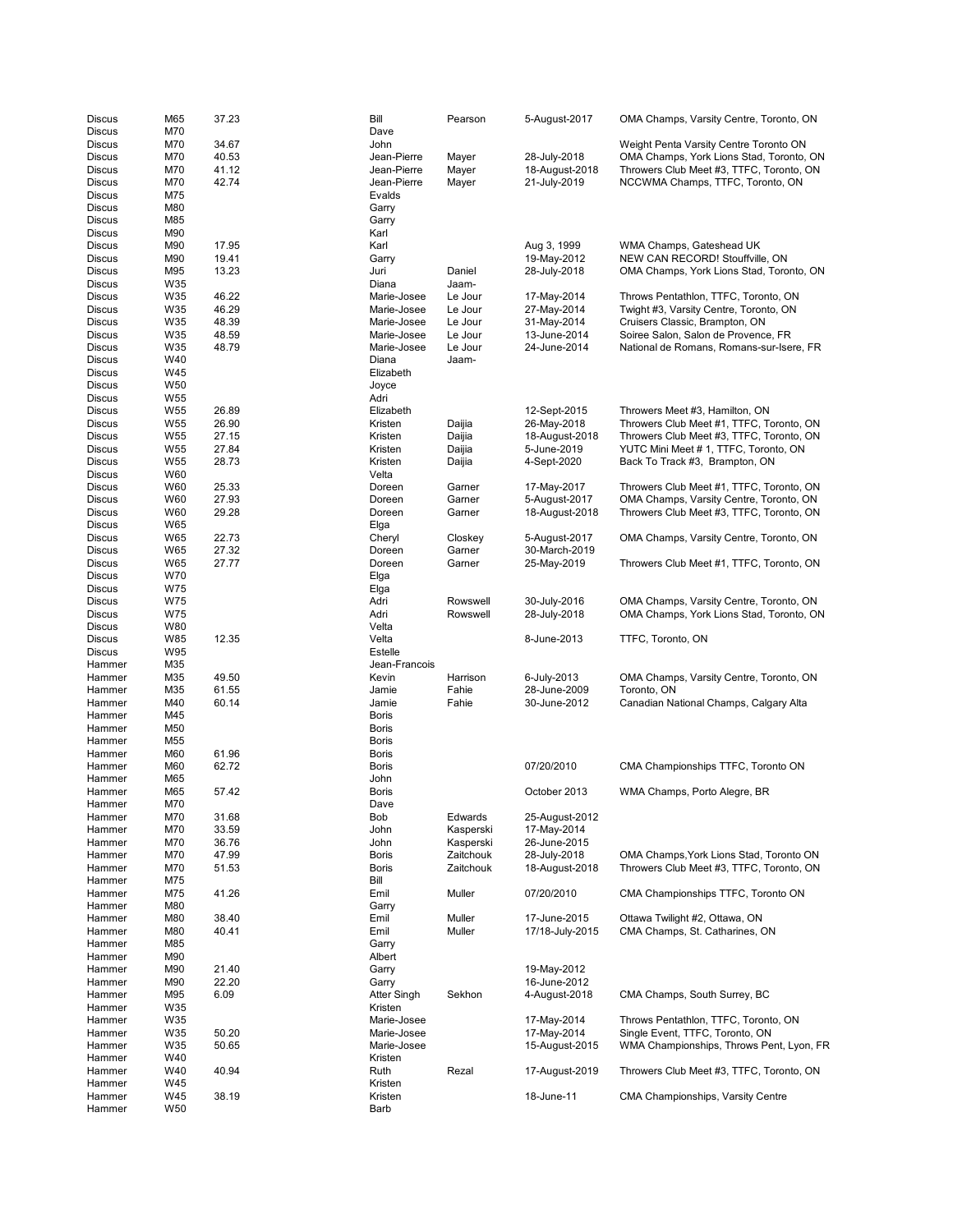| | | | | | | |
|---|---|---|---|---|---|---|
| Discus | M65 | 37.23 | Bill | Pearson | 5-August-2017 | OMA Champs, Varsity Centre, Toronto, ON |
| Discus | M70 | | Dave | | | |
| Discus | M70 | 34.67 | John | | | Weight Penta Varsity Centre Toronto ON |
| Discus | M70 | 40.53 | Jean-Pierre | Mayer | 28-July-2018 | OMA Champs, York Lions Stad, Toronto, ON |
| Discus | M70 | 41.12 | Jean-Pierre | Mayer | 18-August-2018 | Throwers Club Meet #3, TTFC, Toronto, ON |
| Discus | M70 | 42.74 | Jean-Pierre | Mayer | 21-July-2019 | NCCWMA Champs, TTFC, Toronto, ON |
| Discus | M75 | | Evalds | | | |
| Discus | M80 | | Garry | | | |
| Discus | M85 | | Garry | | | |
| Discus | M90 | | Karl | | | |
| Discus | M90 | 17.95 | Karl | | Aug 3, 1999 | WMA Champs, Gateshead UK |
| Discus | M90 | 19.41 | Garry | | 19-May-2012 | NEW CAN RECORD! Stouffville, ON |
| Discus | M95 | 13.23 | Juri | Daniel | 28-July-2018 | OMA Champs, York Lions Stad, Toronto, ON |
| Discus | W35 | | Diana | Jaam- | | |
| Discus | W35 | 46.22 | Marie-Josee | Le Jour | 17-May-2014 | Throws Pentathlon, TTFC, Toronto, ON |
| Discus | W35 | 46.29 | Marie-Josee | Le Jour | 27-May-2014 | Twight #3, Varsity Centre, Toronto, ON |
| Discus | W35 | 48.39 | Marie-Josee | Le Jour | 31-May-2014 | Cruisers Classic, Brampton, ON |
| Discus | W35 | 48.59 | Marie-Josee | Le Jour | 13-June-2014 | Soiree Salon, Salon de Provence, FR |
| Discus | W35 | 48.79 | Marie-Josee | Le Jour | 24-June-2014 | National de Romans, Romans-sur-Isere, FR |
| Discus | W40 | | Diana | Jaam- | | |
| Discus | W45 | | Elizabeth | | | |
| Discus | W50 | | Joyce | | | |
| Discus | W55 | | Adri | | | |
| Discus | W55 | 26.89 | Elizabeth | | 12-Sept-2015 | Throwers Meet #3, Hamilton, ON |
| Discus | W55 | 26.90 | Kristen | Daijia | 26-May-2018 | Throwers Club Meet #1, TTFC, Toronto, ON |
| Discus | W55 | 27.15 | Kristen | Daijia | 18-August-2018 | Throwers Club Meet #3, TTFC, Toronto, ON |
| Discus | W55 | 27.84 | Kristen | Daijia | 5-June-2019 | YUTC Mini Meet # 1, TTFC, Toronto, ON |
| Discus | W55 | 28.73 | Kristen | Daijia | 4-Sept-2020 | Back To Track #3, Brampton, ON |
| Discus | W60 | | Velta | | | |
| Discus | W60 | 25.33 | Doreen | Garner | 17-May-2017 | Throwers Club Meet #1, TTFC, Toronto, ON |
| Discus | W60 | 27.93 | Doreen | Garner | 5-August-2017 | OMA Champs, Varsity Centre, Toronto, ON |
| Discus | W60 | 29.28 | Doreen | Garner | 18-August-2018 | Throwers Club Meet #3, TTFC, Toronto, ON |
| Discus | W65 | | Elga | | | |
| Discus | W65 | 22.73 | Cheryl | Closkey | 5-August-2017 | OMA Champs, Varsity Centre, Toronto, ON |
| Discus | W65 | 27.32 | Doreen | Garner | 30-March-2019 | |
| Discus | W65 | 27.77 | Doreen | Garner | 25-May-2019 | Throwers Club Meet #1, TTFC, Toronto, ON |
| Discus | W70 | | Elga | | | |
| Discus | W75 | | Elga | | | |
| Discus | W75 | | Adri | Rowswell | 30-July-2016 | OMA Champs, Varsity Centre, Toronto, ON |
| Discus | W75 | | Adri | Rowswell | 28-July-2018 | OMA Champs, York Lions Stad, Toronto, ON |
| Discus | W80 | | Velta | | | |
| Discus | W85 | 12.35 | Velta | | 8-June-2013 | TTFC, Toronto, ON |
| Discus | W95 | | Estelle | | | |
| Hammer | M35 | | Jean-Francois | | | |
| Hammer | M35 | 49.50 | Kevin | Harrison | 6-July-2013 | OMA Champs, Varsity Centre, Toronto, ON |
| Hammer | M35 | 61.55 | Jamie | Fahie | 28-June-2009 | Toronto, ON |
| Hammer | M40 | 60.14 | Jamie | Fahie | 30-June-2012 | Canadian National Champs, Calgary Alta |
| Hammer | M45 | | Boris | | | |
| Hammer | M50 | | Boris | | | |
| Hammer | M55 | | Boris | | | |
| Hammer | M60 | 61.96 | Boris | | | |
| Hammer | M60 | 62.72 | Boris | | 07/20/2010 | CMA Championships TTFC, Toronto ON |
| Hammer | M65 | | John | | | |
| Hammer | M65 | 57.42 | Boris | | October 2013 | WMA Champs, Porto Alegre, BR |
| Hammer | M70 | | Dave | | | |
| Hammer | M70 | 31.68 | Bob | Edwards | 25-August-2012 | |
| Hammer | M70 | 33.59 | John | Kasperski | 17-May-2014 | |
| Hammer | M70 | 36.76 | John | Kasperski | 26-June-2015 | |
| Hammer | M70 | 47.99 | Boris | Zaitchouk | 28-July-2018 | OMA Champs,York Lions Stad, Toronto ON |
| Hammer | M70 | 51.53 | Boris | Zaitchouk | 18-August-2018 | Throwers Club Meet #3, TTFC, Toronto, ON |
| Hammer | M75 | | Bill | | | |
| Hammer | M75 | 41.26 | Emil | Muller | 07/20/2010 | CMA Championships TTFC, Toronto ON |
| Hammer | M80 | | Garry | | | |
| Hammer | M80 | 38.40 | Emil | Muller | 17-June-2015 | Ottawa Twilight #2, Ottawa, ON |
| Hammer | M80 | 40.41 | Emil | Muller | 17/18-July-2015 | CMA Champs, St. Catharines, ON |
| Hammer | M85 | | Garry | | | |
| Hammer | M90 | | Albert | | | |
| Hammer | M90 | 21.40 | Garry | | 19-May-2012 | |
| Hammer | M90 | 22.20 | Garry | | 16-June-2012 | |
| Hammer | M95 | 6.09 | Atter Singh | Sekhon | 4-August-2018 | CMA Champs, South Surrey, BC |
| Hammer | W35 | | Kristen | | | |
| Hammer | W35 | | Marie-Josee | | 17-May-2014 | Throws Pentathlon, TTFC, Toronto, ON |
| Hammer | W35 | 50.20 | Marie-Josee | | 17-May-2014 | Single Event, TTFC, Toronto, ON |
| Hammer | W35 | 50.65 | Marie-Josee | | 15-August-2015 | WMA Championships, Throws Pent, Lyon, FR |
| Hammer | W40 | | Kristen | | | |
| Hammer | W40 | 40.94 | Ruth | Rezal | 17-August-2019 | Throwers Club Meet #3, TTFC, Toronto, ON |
| Hammer | W45 | | Kristen | | | |
| Hammer | W45 | 38.19 | Kristen | | 18-June-11 | CMA Championships, Varsity Centre |
| Hammer | W50 | | Barb | | | |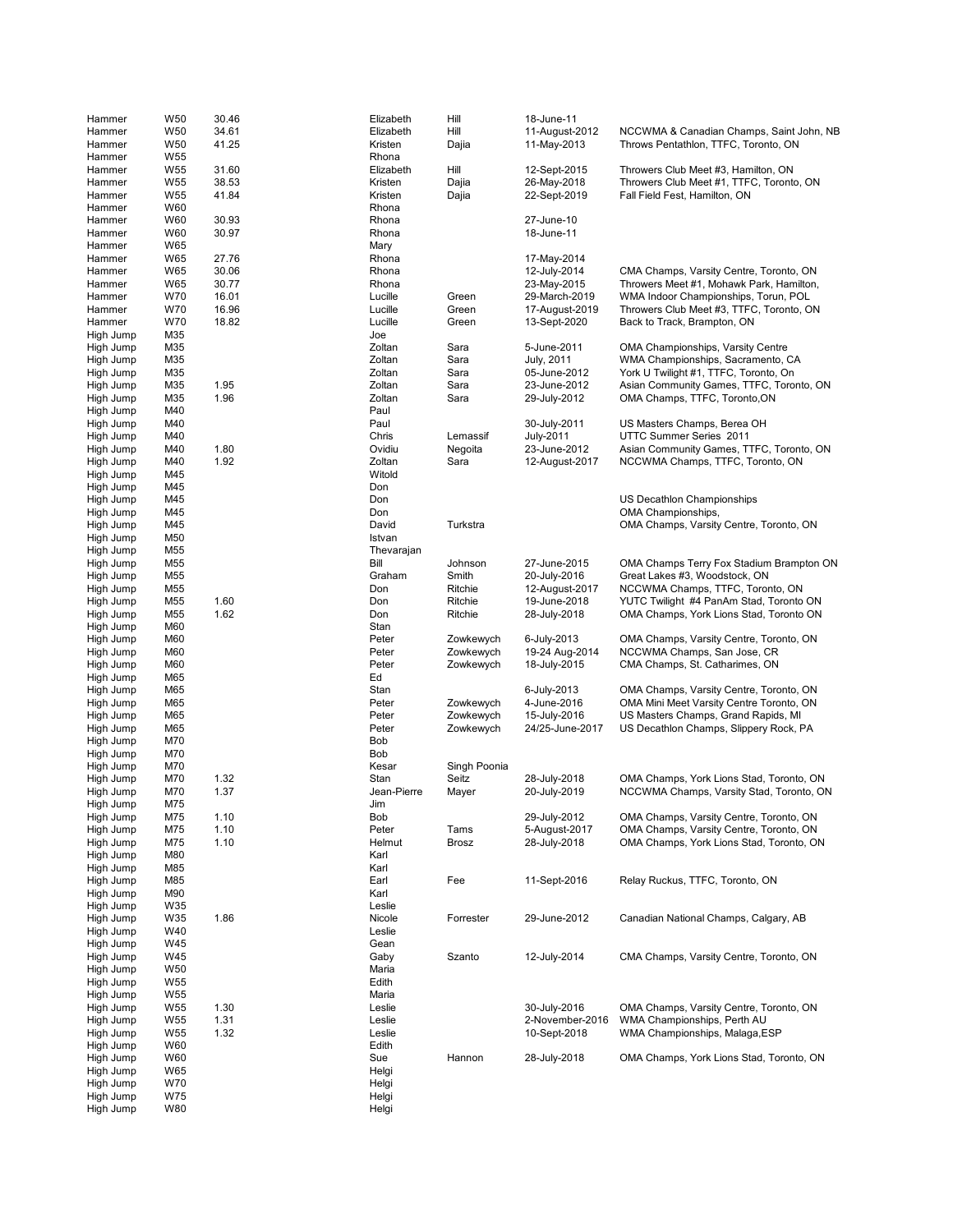| | | | | | | |
|---|---|---|---|---|---|---|
| Hammer | W50 | 30.46 | Elizabeth | Hill | 18-June-11 | |
| Hammer | W50 | 34.61 | Elizabeth | Hill | 11-August-2012 | NCCWMA & Canadian Champs, Saint John, NB |
| Hammer | W50 | 41.25 | Kristen | Dajia | 11-May-2013 | Throws Pentathlon, TTFC, Toronto, ON |
| Hammer | W55 | | Rhona | | | |
| Hammer | W55 | 31.60 | Elizabeth | Hill | 12-Sept-2015 | Throwers Club Meet #3, Hamilton, ON |
| Hammer | W55 | 38.53 | Kristen | Dajia | 26-May-2018 | Throwers Club Meet #1, TTFC, Toronto, ON |
| Hammer | W55 | 41.84 | Kristen | Dajia | 22-Sept-2019 | Fall Field Fest, Hamilton, ON |
| Hammer | W60 | | Rhona | | | |
| Hammer | W60 | 30.93 | Rhona | | 27-June-10 | |
| Hammer | W60 | 30.97 | Rhona | | 18-June-11 | |
| Hammer | W65 | | Mary | | | |
| Hammer | W65 | 27.76 | Rhona | | 17-May-2014 | |
| Hammer | W65 | 30.06 | Rhona | | 12-July-2014 | CMA Champs, Varsity Centre, Toronto, ON |
| Hammer | W65 | 30.77 | Rhona | | 23-May-2015 | Throwers Meet #1, Mohawk Park, Hamilton, |
| Hammer | W70 | 16.01 | Lucille | Green | 29-March-2019 | WMA Indoor Championships, Torun, POL |
| Hammer | W70 | 16.96 | Lucille | Green | 17-August-2019 | Throwers Club Meet #3, TTFC, Toronto, ON |
| Hammer | W70 | 18.82 | Lucille | Green | 13-Sept-2020 | Back to Track, Brampton, ON |
| High Jump | M35 | | Joe | | | |
| High Jump | M35 | | Zoltan | Sara | 5-June-2011 | OMA Championships, Varsity Centre |
| High Jump | M35 | | Zoltan | Sara | July, 2011 | WMA Championships, Sacramento, CA |
| High Jump | M35 | | Zoltan | Sara | 05-June-2012 | York U Twilight #1, TTFC, Toronto, On |
| High Jump | M35 | 1.95 | Zoltan | Sara | 23-June-2012 | Asian Community Games, TTFC, Toronto, ON |
| High Jump | M35 | 1.96 | Zoltan | Sara | 29-July-2012 | OMA Champs, TTFC, Toronto,ON |
| High Jump | M40 | | Paul | | | |
| High Jump | M40 | | Paul | | 30-July-2011 | US Masters Champs, Berea OH |
| High Jump | M40 | | Chris | Lemassif | July-2011 | UTTC Summer Series 2011 |
| High Jump | M40 | 1.80 | Ovidiu | Negoita | 23-June-2012 | Asian Community Games, TTFC, Toronto, ON |
| High Jump | M40 | 1.92 | Zoltan | Sara | 12-August-2017 | NCCWMA Champs, TTFC, Toronto, ON |
| High Jump | M45 | | Witold | | | |
| High Jump | M45 | | Don | | | |
| High Jump | M45 | | Don | | | US Decathlon Championships |
| High Jump | M45 | | Don | | | OMA Championships, |
| High Jump | M45 | | David | Turkstra | | OMA Champs, Varsity Centre, Toronto, ON |
| High Jump | M50 | | Istvan | | | |
| High Jump | M55 | | Thevarajan | | | |
| High Jump | M55 | | Bill | Johnson | 27-June-2015 | OMA Champs Terry Fox Stadium Brampton ON |
| High Jump | M55 | | Graham | Smith | 20-July-2016 | Great Lakes #3, Woodstock, ON |
| High Jump | M55 | | Don | Ritchie | 12-August-2017 | NCCWMA Champs, TTFC, Toronto, ON |
| High Jump | M55 | 1.60 | Don | Ritchie | 19-June-2018 | YUTC Twilight #4 PanAm Stad, Toronto ON |
| High Jump | M55 | 1.62 | Don | Ritchie | 28-July-2018 | OMA Champs, York Lions Stad, Toronto ON |
| High Jump | M60 | | Stan | | | |
| High Jump | M60 | | Peter | Zowkewych | 6-July-2013 | OMA Champs, Varsity Centre, Toronto, ON |
| High Jump | M60 | | Peter | Zowkewych | 19-24 Aug-2014 | NCCWMA Champs, San Jose, CR |
| High Jump | M60 | | Peter | Zowkewych | 18-July-2015 | CMA Champs, St. Catharimes, ON |
| High Jump | M65 | | Ed | | | |
| High Jump | M65 | | Stan | | 6-July-2013 | OMA Champs, Varsity Centre, Toronto, ON |
| High Jump | M65 | | Peter | Zowkewych | 4-June-2016 | OMA Mini Meet Varsity Centre Toronto, ON |
| High Jump | M65 | | Peter | Zowkewych | 15-July-2016 | US Masters Champs, Grand Rapids, MI |
| High Jump | M65 | | Peter | Zowkewych | 24/25-June-2017 | US Decathlon Champs, Slippery Rock, PA |
| High Jump | M70 | | Bob | | | |
| High Jump | M70 | | Bob | | | |
| High Jump | M70 | | Kesar | Singh Poonia | | |
| High Jump | M70 | 1.32 | Stan | Seitz | 28-July-2018 | OMA Champs, York Lions Stad, Toronto, ON |
| High Jump | M70 | 1.37 | Jean-Pierre | Mayer | 20-July-2019 | NCCWMA Champs, Varsity Stad, Toronto, ON |
| High Jump | M75 | | Jim | | | |
| High Jump | M75 | 1.10 | Bob | | 29-July-2012 | OMA Champs, Varsity Centre, Toronto, ON |
| High Jump | M75 | 1.10 | Peter | Tams | 5-August-2017 | OMA Champs, Varsity Centre, Toronto, ON |
| High Jump | M75 | 1.10 | Helmut | Brosz | 28-July-2018 | OMA Champs, York Lions Stad, Toronto, ON |
| High Jump | M80 | | Karl | | | |
| High Jump | M85 | | Karl | | | |
| High Jump | M85 | | Earl | Fee | 11-Sept-2016 | Relay Ruckus, TTFC, Toronto, ON |
| High Jump | M90 | | Karl | | | |
| High Jump | W35 | | Leslie | | | |
| High Jump | W35 | 1.86 | Nicole | Forrester | 29-June-2012 | Canadian National Champs, Calgary, AB |
| High Jump | W40 | | Leslie | | | |
| High Jump | W45 | | Gean | | | |
| High Jump | W45 | | Gaby | Szanto | 12-July-2014 | CMA Champs, Varsity Centre, Toronto, ON |
| High Jump | W50 | | Maria | | | |
| High Jump | W55 | | Edith | | | |
| High Jump | W55 | | Maria | | | |
| High Jump | W55 | 1.30 | Leslie | | 30-July-2016 | OMA Champs, Varsity Centre, Toronto, ON |
| High Jump | W55 | 1.31 | Leslie | | 2-November-2016 | WMA Championships, Perth AU |
| High Jump | W55 | 1.32 | Leslie | | 10-Sept-2018 | WMA Championships, Malaga,ESP |
| High Jump | W60 | | Edith | | | |
| High Jump | W60 | | Sue | Hannon | 28-July-2018 | OMA Champs, York Lions Stad, Toronto, ON |
| High Jump | W65 | | Helgi | | | |
| High Jump | W70 | | Helgi | | | |
| High Jump | W75 | | Helgi | | | |
| High Jump | W80 | | Helgi | | | |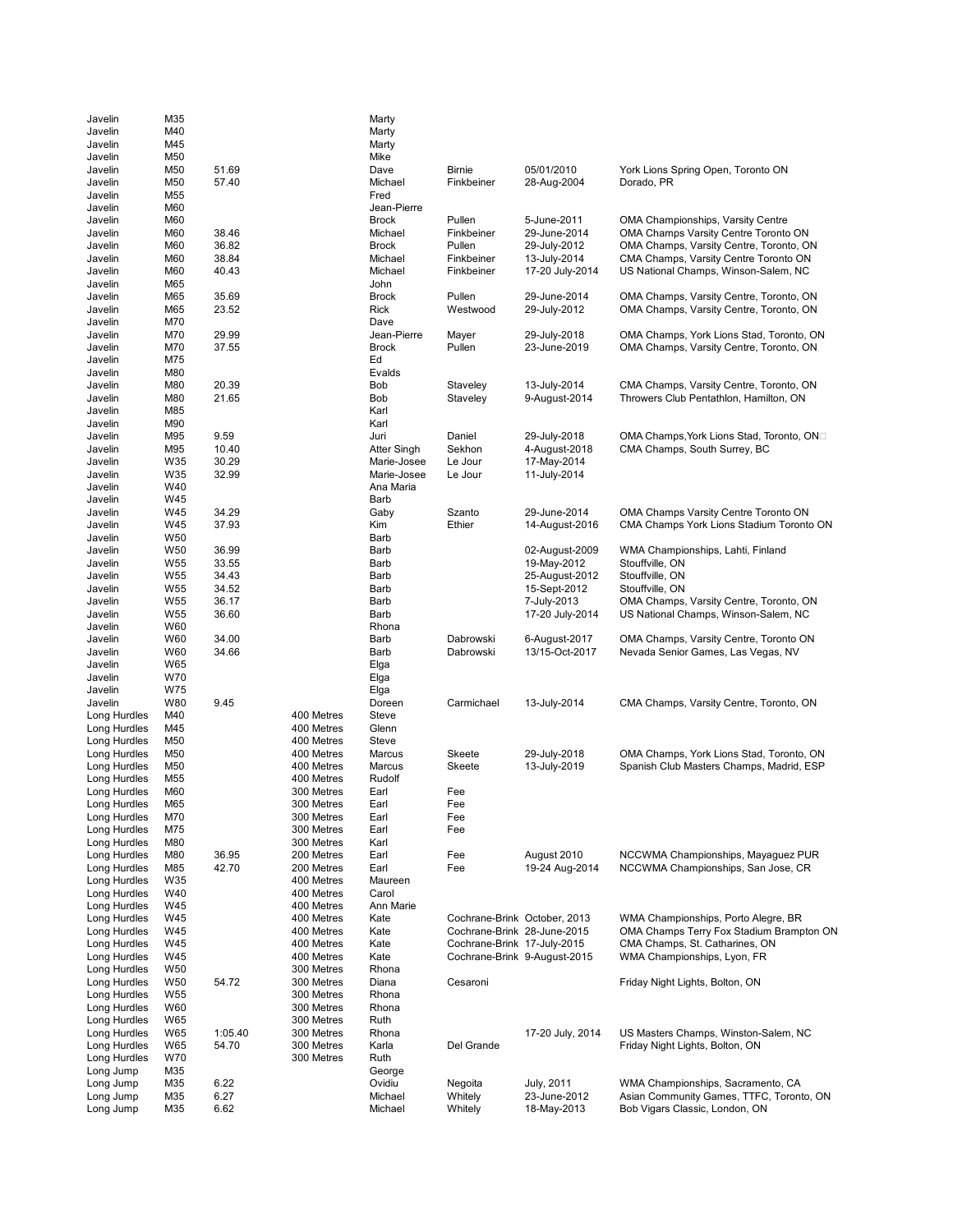| | | | | | | | |
|---|---|---|---|---|---|---|---|
| Javelin | M35 | | | Marty | | | |
| Javelin | M40 | | | Marty | | | |
| Javelin | M45 | | | Marty | | | |
| Javelin | M50 | | | Mike | | | |
| Javelin | M50 | 51.69 | | Dave | Birnie | 05/01/2010 | York Lions Spring Open, Toronto ON |
| Javelin | M50 | 57.40 | | Michael | Finkbeiner | 28-Aug-2004 | Dorado, PR |
| Javelin | M55 | | | Fred | | | |
| Javelin | M60 | | | Jean-Pierre | | | |
| Javelin | M60 | | | Brock | Pullen | 5-June-2011 | OMA Championships, Varsity Centre |
| Javelin | M60 | 38.46 | | Michael | Finkbeiner | 29-June-2014 | OMA Champs Varsity Centre Toronto ON |
| Javelin | M60 | 36.82 | | Brock | Pullen | 29-July-2012 | OMA Champs, Varsity Centre, Toronto, ON |
| Javelin | M60 | 38.84 | | Michael | Finkbeiner | 13-July-2014 | CMA Champs, Varsity Centre Toronto ON |
| Javelin | M60 | 40.43 | | Michael | Finkbeiner | 17-20 July-2014 | US National Champs, Winson-Salem, NC |
| Javelin | M65 | | | John | | | |
| Javelin | M65 | 35.69 | | Brock | Pullen | 29-June-2014 | OMA Champs, Varsity Centre, Toronto, ON |
| Javelin | M65 | 23.52 | | Rick | Westwood | 29-July-2012 | OMA Champs, Varsity Centre, Toronto, ON |
| Javelin | M70 | | | Dave | | | |
| Javelin | M70 | 29.99 | | Jean-Pierre | Mayer | 29-July-2018 | OMA Champs, York Lions Stad, Toronto, ON |
| Javelin | M70 | 37.55 | | Brock | Pullen | 23-June-2019 | OMA Champs, Varsity Centre, Toronto, ON |
| Javelin | M75 | | | Ed | | | |
| Javelin | M80 | | | Evalds | | | |
| Javelin | M80 | 20.39 | | Bob | Staveley | 13-July-2014 | CMA Champs, Varsity Centre, Toronto, ON |
| Javelin | M80 | 21.65 | | Bob | Staveley | 9-August-2014 | Throwers Club Pentathlon, Hamilton, ON |
| Javelin | M85 | | | Karl | | | |
| Javelin | M90 | | | Karl | | | |
| Javelin | M95 | 9.59 | | Juri | Daniel | 29-July-2018 | OMA Champs,York Lions Stad, Toronto, ON |
| Javelin | M95 | 10.40 | | Atter Singh | Sekhon | 4-August-2018 | CMA Champs, South Surrey, BC |
| Javelin | W35 | 30.29 | | Marie-Josee | Le Jour | 17-May-2014 | |
| Javelin | W35 | 32.99 | | Marie-Josee | Le Jour | 11-July-2014 | |
| Javelin | W40 | | | Ana Maria | | | |
| Javelin | W45 | | | Barb | | | |
| Javelin | W45 | 34.29 | | Gaby | Szanto | 29-June-2014 | OMA Champs Varsity Centre Toronto ON |
| Javelin | W45 | 37.93 | | Kim | Ethier | 14-August-2016 | CMA Champs York Lions Stadium Toronto ON |
| Javelin | W50 | | | Barb | | | |
| Javelin | W50 | 36.99 | | Barb | | 02-August-2009 | WMA Championships, Lahti, Finland |
| Javelin | W55 | 33.55 | | Barb | | 19-May-2012 | Stouffville, ON |
| Javelin | W55 | 34.43 | | Barb | | 25-August-2012 | Stouffville, ON |
| Javelin | W55 | 34.52 | | Barb | | 15-Sept-2012 | Stouffville, ON |
| Javelin | W55 | 36.17 | | Barb | | 7-July-2013 | OMA Champs, Varsity Centre, Toronto, ON |
| Javelin | W55 | 36.60 | | Barb | | 17-20 July-2014 | US National Champs, Winson-Salem, NC |
| Javelin | W60 | | | Rhona | | | |
| Javelin | W60 | 34.00 | | Barb | Dabrowski | 6-August-2017 | OMA Champs, Varsity Centre, Toronto ON |
| Javelin | W60 | 34.66 | | Barb | Dabrowski | 13/15-Oct-2017 | Nevada Senior Games, Las Vegas, NV |
| Javelin | W65 | | | Elga | | | |
| Javelin | W70 | | | Elga | | | |
| Javelin | W75 | | | Elga | | | |
| Javelin | W80 | 9.45 | | Doreen | Carmichael | 13-July-2014 | CMA Champs, Varsity Centre, Toronto, ON |
| Long Hurdles | M40 | | 400 Metres | Steve | | | |
| Long Hurdles | M45 | | 400 Metres | Glenn | | | |
| Long Hurdles | M50 | | 400 Metres | Steve | | | |
| Long Hurdles | M50 | | 400 Metres | Marcus | Skeete | 29-July-2018 | OMA Champs, York Lions Stad, Toronto, ON |
| Long Hurdles | M50 | | 400 Metres | Marcus | Skeete | 13-July-2019 | Spanish Club Masters Champs, Madrid, ESP |
| Long Hurdles | M55 | | 400 Metres | Rudolf | | | |
| Long Hurdles | M60 | | 300 Metres | Earl | Fee | | |
| Long Hurdles | M65 | | 300 Metres | Earl | Fee | | |
| Long Hurdles | M70 | | 300 Metres | Earl | Fee | | |
| Long Hurdles | M75 | | 300 Metres | Earl | Fee | | |
| Long Hurdles | M80 | | 300 Metres | Karl | | | |
| Long Hurdles | M80 | 36.95 | 200 Metres | Earl | Fee | August 2010 | NCCWMA Championships, Mayaguez PUR |
| Long Hurdles | M85 | 42.70 | 200 Metres | Earl | Fee | 19-24 Aug-2014 | NCCWMA Championships, San Jose, CR |
| Long Hurdles | W35 | | 400 Metres | Maureen | | | |
| Long Hurdles | W40 | | 400 Metres | Carol | | | |
| Long Hurdles | W45 | | 400 Metres | Ann Marie | | | |
| Long Hurdles | W45 | | 400 Metres | Kate | Cochrane-Brink | October, 2013 | WMA Championships, Porto Alegre, BR |
| Long Hurdles | W45 | | 400 Metres | Kate | Cochrane-Brink | 28-June-2015 | OMA Champs Terry Fox Stadium Brampton ON |
| Long Hurdles | W45 | | 400 Metres | Kate | Cochrane-Brink | 17-July-2015 | CMA Champs, St. Catharines, ON |
| Long Hurdles | W45 | | 400 Metres | Kate | Cochrane-Brink | 9-August-2015 | WMA Championships, Lyon, FR |
| Long Hurdles | W50 | | 300 Metres | Rhona | | | |
| Long Hurdles | W50 | 54.72 | 300 Metres | Diana | Cesaroni | | Friday Night Lights, Bolton, ON |
| Long Hurdles | W55 | | 300 Metres | Rhona | | | |
| Long Hurdles | W60 | | 300 Metres | Rhona | | | |
| Long Hurdles | W65 | | 300 Metres | Ruth | | | |
| Long Hurdles | W65 | 1:05.40 | 300 Metres | Rhona | | 17-20 July, 2014 | US Masters Champs, Winston-Salem, NC |
| Long Hurdles | W65 | 54.70 | 300 Metres | Karla | Del Grande | | Friday Night Lights, Bolton, ON |
| Long Hurdles | W70 | | 300 Metres | Ruth | | | |
| Long Jump | M35 | | | George | | | |
| Long Jump | M35 | 6.22 | | Ovidiu | Negoita | July, 2011 | WMA Championships, Sacramento, CA |
| Long Jump | M35 | 6.27 | | Michael | Whitely | 23-June-2012 | Asian Community Games, TTFC, Toronto, ON |
| Long Jump | M35 | 6.62 | | Michael | Whitely | 18-May-2013 | Bob Vigars Classic, London, ON |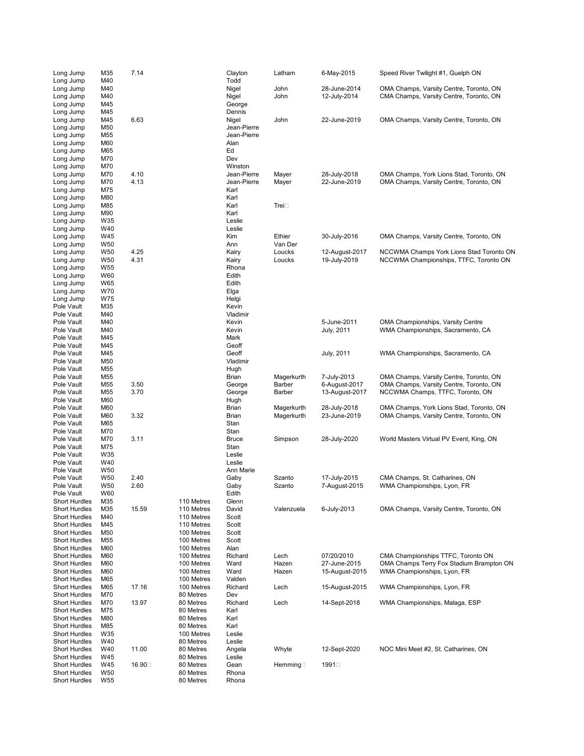| | | | | | | | |
|---|---|---|---|---|---|---|---|
| Long Jump | M35 | 7.14 | | Clayton | Latham | 6-May-2015 | Speed River Twilight #1, Guelph ON |
| Long Jump | M40 | | | Todd | | | |
| Long Jump | M40 | | | Nigel | John | 28-June-2014 | OMA Champs, Varsity Centre, Toronto, ON |
| Long Jump | M40 | | | Nigel | John | 12-July-2014 | CMA Champs, Varsity Centre, Toronto, ON |
| Long Jump | M45 | | | George | | | |
| Long Jump | M45 | | | Dennis | | | |
| Long Jump | M45 | 6.63 | | Nigel | John | 22-June-2019 | OMA Champs, Varsity Centre, Toronto, ON |
| Long Jump | M50 | | | Jean-Pierre | | | |
| Long Jump | M55 | | | Jean-Pierre | | | |
| Long Jump | M60 | | | Alan | | | |
| Long Jump | M65 | | | Ed | | | |
| Long Jump | M70 | | | Dev | | | |
| Long Jump | M70 | | | Winston | | | |
| Long Jump | M70 | 4.10 | | Jean-Pierre | Mayer | 28-July-2018 | OMA Champs, York Lions Stad, Toronto, ON |
| Long Jump | M70 | 4.13 | | Jean-Pierre | Mayer | 22-June-2019 | OMA Champs, Varsity Centre, Toronto, ON |
| Long Jump | M75 | | | Karl | | | |
| Long Jump | M80 | | | Karl | | | |
| Long Jump | M85 | | | Karl | Trei | | |
| Long Jump | M90 | | | Karl | | | |
| Long Jump | W35 | | | Leslie | | | |
| Long Jump | W40 | | | Leslie | | | |
| Long Jump | W45 | | | Kim | Ethier | 30-July-2016 | OMA Champs, Varsity Centre, Toronto, ON |
| Long Jump | W50 | | | Ann | Van Der | | |
| Long Jump | W50 | 4.25 | | Kairy | Loucks | 12-August-2017 | NCCWMA Champs York Lions Stad Toronto ON |
| Long Jump | W50 | 4.31 | | Kairy | Loucks | 19-July-2019 | NCCWMA Championships, TTFC, Toronto ON |
| Long Jump | W55 | | | Rhona | | | |
| Long Jump | W60 | | | Edith | | | |
| Long Jump | W65 | | | Edith | | | |
| Long Jump | W70 | | | Elga | | | |
| Long Jump | W75 | | | Helgi | | | |
| Pole Vault | M35 | | | Kevin | | | |
| Pole Vault | M40 | | | Vladimir | | | |
| Pole Vault | M40 | | | Kevin | | 5-June-2011 | OMA Championships, Varsity Centre |
| Pole Vault | M40 | | | Kevin | | July, 2011 | WMA Championships, Sacramento, CA |
| Pole Vault | M45 | | | Mark | | | |
| Pole Vault | M45 | | | Geoff | | | |
| Pole Vault | M45 | | | Geoff | | July, 2011 | WMA Championships, Sacramento, CA |
| Pole Vault | M50 | | | Vladimir | | | |
| Pole Vault | M55 | | | Hugh | | | |
| Pole Vault | M55 | | | Brian | Magerkurth | 7-July-2013 | OMA Champs, Varsity Centre, Toronto, ON |
| Pole Vault | M55 | 3.50 | | George | Barber | 6-August-2017 | OMA Champs, Varsity Centre, Toronto, ON |
| Pole Vault | M55 | 3.70 | | George | Barber | 13-August-2017 | NCCWMA Champs, TTFC, Toronto, ON |
| Pole Vault | M60 | | | Hugh | | | |
| Pole Vault | M60 | | | Brian | Magerkurth | 28-July-2018 | OMA Champs, York Lions Stad, Toronto, ON |
| Pole Vault | M60 | 3.32 | | Brian | Magerkurth | 23-June-2019 | OMA Champs, Varsity Centre, Toronto, ON |
| Pole Vault | M65 | | | Stan | | | |
| Pole Vault | M70 | | | Stan | | | |
| Pole Vault | M70 | 3.11 | | Bruce | Simpson | 28-July-2020 | World Masters Virtual PV Event, King, ON |
| Pole Vault | M75 | | | Stan | | | |
| Pole Vault | W35 | | | Leslie | | | |
| Pole Vault | W40 | | | Leslie | | | |
| Pole Vault | W50 | | | Ann Marie | | | |
| Pole Vault | W50 | 2.40 | | Gaby | Szanto | 17-July-2015 | CMA Champs, St. Catharines, ON |
| Pole Vault | W50 | 2.60 | | Gaby | Szanto | 7-August-2015 | WMA Championships, Lyon, FR |
| Pole Vault | W60 | | | Edith | | | |
| Short Hurdles | M35 | | 110 Metres | Glenn | | | |
| Short Hurdles | M35 | 15.59 | 110 Metres | David | Valenzuela | 6-July-2013 | OMA Champs, Varsity Centre, Toronto, ON |
| Short Hurdles | M40 | | 110 Metres | Scott | | | |
| Short Hurdles | M45 | | 110 Metres | Scott | | | |
| Short Hurdles | M50 | | 100 Metres | Scott | | | |
| Short Hurdles | M55 | | 100 Metres | Scott | | | |
| Short Hurdles | M60 | | 100 Metres | Alan | | | |
| Short Hurdles | M60 | | 100 Metres | Richard | Lech | 07/20/2010 | CMA Championships TTFC, Toronto ON |
| Short Hurdles | M60 | | 100 Metres | Ward | Hazen | 27-June-2015 | OMA Champs Terry Fox Stadium Brampton ON |
| Short Hurdles | M60 | | 100 Metres | Ward | Hazen | 15-August-2015 | WMA Championships, Lyon, FR |
| Short Hurdles | M65 | | 100 Metres | Valden | | | |
| Short Hurdles | M65 | 17.16 | 100 Metres | Richard | Lech | 15-August-2015 | WMA Championships, Lyon, FR |
| Short Hurdles | M70 | | 80 Metres | Dev | | | |
| Short Hurdles | M70 | 13.97 | 80 Metres | Richard | Lech | 14-Sept-2018 | WMA Championships, Malaga, ESP |
| Short Hurdles | M75 | | 80 Metres | Karl | | | |
| Short Hurdles | M80 | | 80 Metres | Karl | | | |
| Short Hurdles | M85 | | 80 Metres | Karl | | | |
| Short Hurdles | W35 | | 100 Metres | Leslie | | | |
| Short Hurdles | W40 | | 80 Metres | Leslie | | | |
| Short Hurdles | W40 | 11.00 | 80 Metres | Angela | Whyte | 12-Sept-2020 | NOC Mini Meet #2, St. Catharines, ON |
| Short Hurdles | W45 | | 80 Metres | Leslie | | | |
| Short Hurdles | W45 | 16.90 | 80 Metres | Gean | Hemming | 1991 | |
| Short Hurdles | W50 | | 80 Metres | Rhona | | | |
| Short Hurdles | W55 | | 80 Metres | Rhona | | | |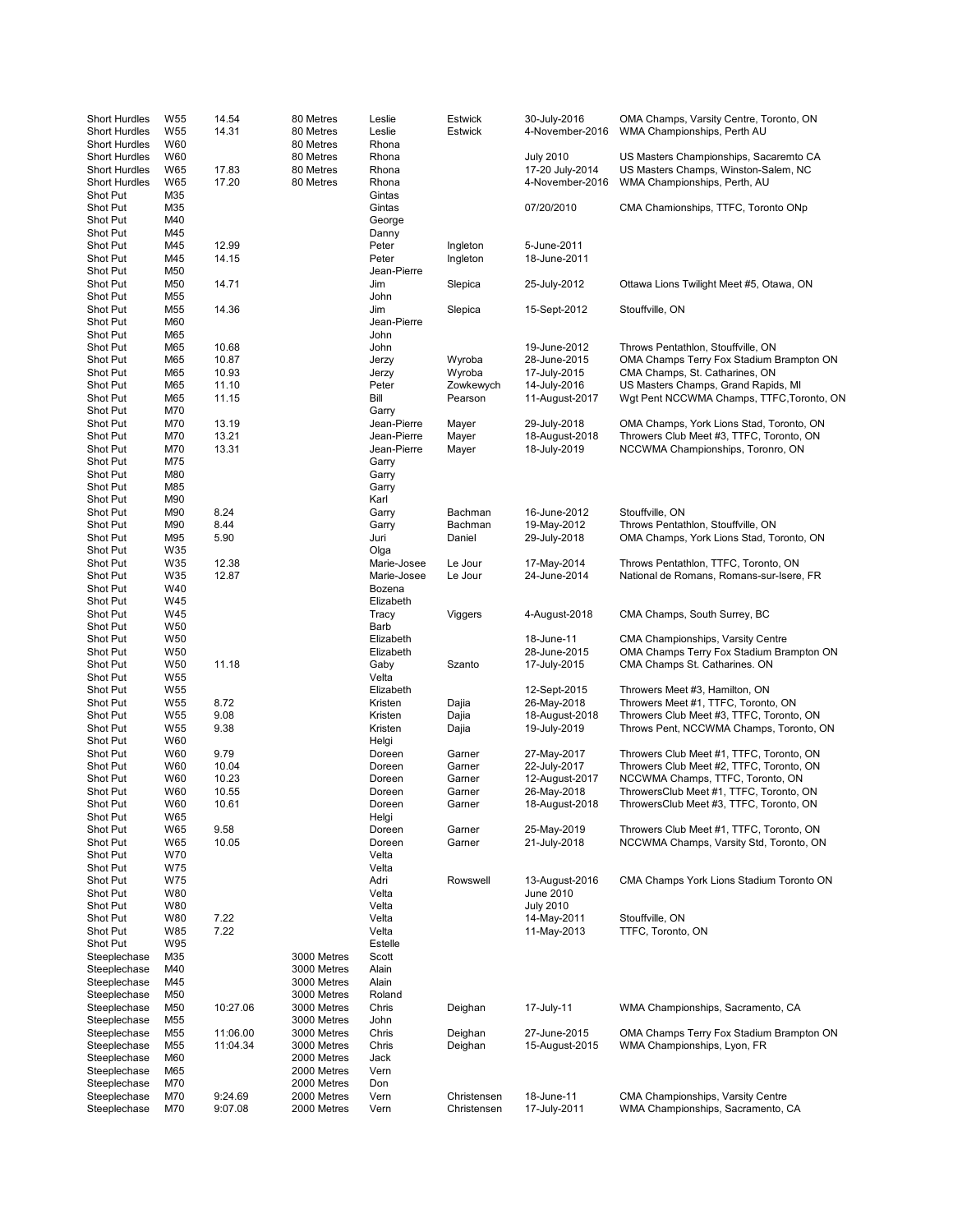| | | | | | | | |
|---|---|---|---|---|---|---|---|
| Short Hurdles | W55 | 14.54 | 80 Metres | Leslie | Estwick | 30-July-2016 | OMA Champs, Varsity Centre, Toronto, ON |
| Short Hurdles | W55 | 14.31 | 80 Metres | Leslie | Estwick | 4-November-2016 | WMA Championships, Perth AU |
| Short Hurdles | W60 | | 80 Metres | Rhona | | | |
| Short Hurdles | W60 | | 80 Metres | Rhona | | July 2010 | US Masters Championships, Sacaremto CA |
| Short Hurdles | W65 | 17.83 | 80 Metres | Rhona | | 17-20 July-2014 | US Masters Champs, Winston-Salem, NC |
| Short Hurdles | W65 | 17.20 | 80 Metres | Rhona | | 4-November-2016 | WMA Championships, Perth, AU |
| Shot Put | M35 | | | Gintas | | | |
| Shot Put | M35 | | | Gintas | | 07/20/2010 | CMA Chamionships, TTFC, Toronto ONp |
| Shot Put | M40 | | | George | | | |
| Shot Put | M45 | | | Danny | | | |
| Shot Put | M45 | 12.99 | | Peter | Ingleton | 5-June-2011 | |
| Shot Put | M45 | 14.15 | | Peter | Ingleton | 18-June-2011 | |
| Shot Put | M50 | | | Jean-Pierre | | | |
| Shot Put | M50 | 14.71 | | Jim | Slepica | 25-July-2012 | Ottawa Lions Twilight Meet #5, Otawa, ON |
| Shot Put | M55 | | | John | | | |
| Shot Put | M55 | 14.36 | | Jim | Slepica | 15-Sept-2012 | Stouffville, ON |
| Shot Put | M60 | | | Jean-Pierre | | | |
| Shot Put | M65 | | | John | | | |
| Shot Put | M65 | 10.68 | | John | | 19-June-2012 | Throws Pentathlon, Stouffville, ON |
| Shot Put | M65 | 10.87 | | Jerzy | Wyroba | 28-June-2015 | OMA Champs Terry Fox Stadium Brampton ON |
| Shot Put | M65 | 10.93 | | Jerzy | Wyroba | 17-July-2015 | CMA Champs, St. Catharines, ON |
| Shot Put | M65 | 11.10 | | Peter | Zowkewych | 14-July-2016 | US Masters Champs, Grand Rapids, MI |
| Shot Put | M65 | 11.15 | | Bill | Pearson | 11-August-2017 | Wgt Pent NCCWMA Champs, TTFC,Toronto, ON |
| Shot Put | M70 | | | Garry | | | |
| Shot Put | M70 | 13.19 | | Jean-Pierre | Mayer | 29-July-2018 | OMA Champs, York Lions Stad, Toronto, ON |
| Shot Put | M70 | 13.21 | | Jean-Pierre | Mayer | 18-August-2018 | Throwers Club Meet #3, TTFC, Toronto, ON |
| Shot Put | M70 | 13.31 | | Jean-Pierre | Mayer | 18-July-2019 | NCCWMA Championships, Toronro, ON |
| Shot Put | M75 | | | Garry | | | |
| Shot Put | M80 | | | Garry | | | |
| Shot Put | M85 | | | Garry | | | |
| Shot Put | M90 | | | Karl | | | |
| Shot Put | M90 | 8.24 | | Garry | Bachman | 16-June-2012 | Stouffville, ON |
| Shot Put | M90 | 8.44 | | Garry | Bachman | 19-May-2012 | Throws Pentathlon, Stouffville, ON |
| Shot Put | M95 | 5.90 | | Juri | Daniel | 29-July-2018 | OMA Champs, York Lions Stad, Toronto, ON |
| Shot Put | W35 | | | Olga | | | |
| Shot Put | W35 | 12.38 | | Marie-Josee | Le Jour | 17-May-2014 | Throws Pentathlon, TTFC, Toronto, ON |
| Shot Put | W35 | 12.87 | | Marie-Josee | Le Jour | 24-June-2014 | National de Romans, Romans-sur-Isere, FR |
| Shot Put | W40 | | | Bozena | | | |
| Shot Put | W45 | | | Elizabeth | | | |
| Shot Put | W45 | | | Tracy | Viggers | 4-August-2018 | CMA Champs, South Surrey, BC |
| Shot Put | W50 | | | Barb | | | |
| Shot Put | W50 | | | Elizabeth | | 18-June-11 | CMA Championships, Varsity Centre |
| Shot Put | W50 | | | Elizabeth | | 28-June-2015 | OMA Champs Terry Fox Stadium Brampton ON |
| Shot Put | W50 | 11.18 | | Gaby | Szanto | 17-July-2015 | CMA Champs St. Catharines. ON |
| Shot Put | W55 | | | Velta | | | |
| Shot Put | W55 | | | Elizabeth | | 12-Sept-2015 | Throwers Meet #3, Hamilton, ON |
| Shot Put | W55 | 8.72 | | Kristen | Dajia | 26-May-2018 | Throwers Meet #1, TTFC, Toronto, ON |
| Shot Put | W55 | 9.08 | | Kristen | Dajia | 18-August-2018 | Throwers Club Meet #3, TTFC, Toronto, ON |
| Shot Put | W55 | 9.38 | | Kristen | Dajia | 19-July-2019 | Throws Pent, NCCWMA Champs, Toronto, ON |
| Shot Put | W60 | | | Helgi | | | |
| Shot Put | W60 | 9.79 | | Doreen | Garner | 27-May-2017 | Throwers Club Meet #1, TTFC, Toronto, ON |
| Shot Put | W60 | 10.04 | | Doreen | Garner | 22-July-2017 | Throwers Club Meet #2, TTFC, Toronto, ON |
| Shot Put | W60 | 10.23 | | Doreen | Garner | 12-August-2017 | NCCWMA Champs, TTFC, Toronto, ON |
| Shot Put | W60 | 10.55 | | Doreen | Garner | 26-May-2018 | ThrowersClub Meet #1, TTFC, Toronto, ON |
| Shot Put | W60 | 10.61 | | Doreen | Garner | 18-August-2018 | ThrowersClub Meet #3, TTFC, Toronto, ON |
| Shot Put | W65 | | | Helgi | | | |
| Shot Put | W65 | 9.58 | | Doreen | Garner | 25-May-2019 | Throwers Club Meet #1, TTFC, Toronto, ON |
| Shot Put | W65 | 10.05 | | Doreen | Garner | 21-July-2018 | NCCWMA Champs, Varsity Std, Toronto, ON |
| Shot Put | W70 | | | Velta | | | |
| Shot Put | W75 | | | Velta | | | |
| Shot Put | W75 | | | Adri | Rowswell | 13-August-2016 | CMA Champs York Lions Stadium Toronto ON |
| Shot Put | W80 | | | Velta | | June 2010 | |
| Shot Put | W80 | | | Velta | | July 2010 | |
| Shot Put | W80 | 7.22 | | Velta | | 14-May-2011 | Stouffville, ON |
| Shot Put | W85 | 7.22 | | Velta | | 11-May-2013 | TTFC, Toronto, ON |
| Shot Put | W95 | | | Estelle | | | |
| Steeplechase | M35 | | 3000 Metres | Scott | | | |
| Steeplechase | M40 | | 3000 Metres | Alain | | | |
| Steeplechase | M45 | | 3000 Metres | Alain | | | |
| Steeplechase | M50 | | 3000 Metres | Roland | | | |
| Steeplechase | M50 | 10:27.06 | 3000 Metres | Chris | Deighan | 17-July-11 | WMA Championships, Sacramento, CA |
| Steeplechase | M55 | | 3000 Metres | John | | | |
| Steeplechase | M55 | 11:06.00 | 3000 Metres | Chris | Deighan | 27-June-2015 | OMA Champs Terry Fox Stadium Brampton ON |
| Steeplechase | M55 | 11:04.34 | 3000 Metres | Chris | Deighan | 15-August-2015 | WMA Championships, Lyon, FR |
| Steeplechase | M60 | | 2000 Metres | Jack | | | |
| Steeplechase | M65 | | 2000 Metres | Vern | | | |
| Steeplechase | M70 | | 2000 Metres | Don | | | |
| Steeplechase | M70 | 9:24.69 | 2000 Metres | Vern | Christensen | 18-June-11 | CMA Championships, Varsity Centre |
| Steeplechase | M70 | 9:07.08 | 2000 Metres | Vern | Christensen | 17-July-2011 | WMA Championships, Sacramento, CA |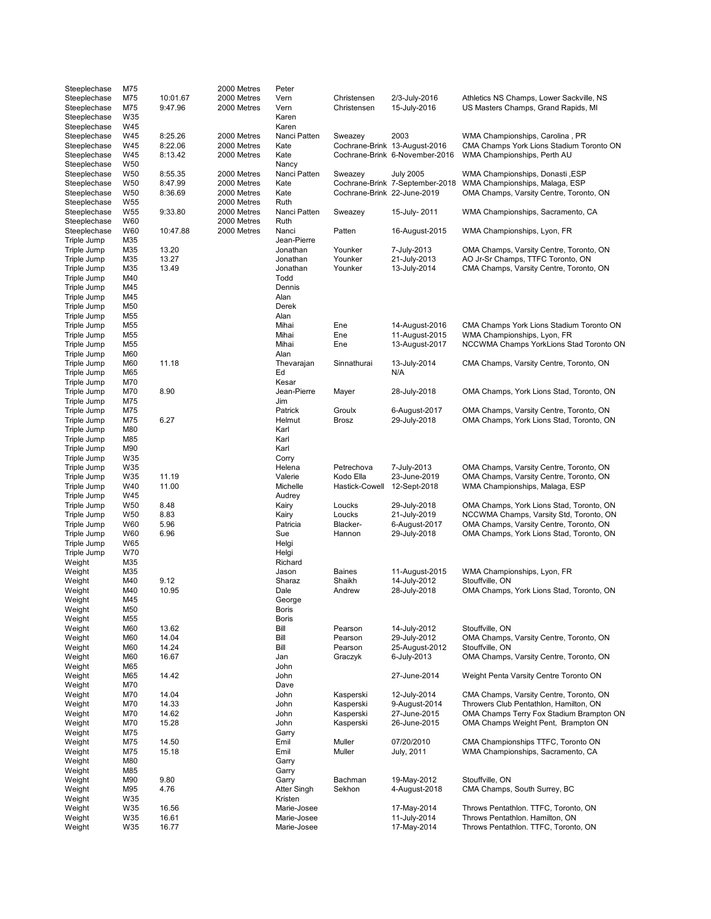| | | | | | | | |
|---|---|---|---|---|---|---|---|
| Steeplechase | M75 | | 2000 Metres | Peter | | | |
| Steeplechase | M75 | 10:01.67 | 2000 Metres | Vern | Christensen | 2/3-July-2016 | Athletics NS Champs, Lower Sackville, NS |
| Steeplechase | M75 | 9:47.96 | 2000 Metres | Vern | Christensen | 15-July-2016 | US Masters Champs, Grand Rapids, MI |
| Steeplechase | W35 | | | Karen | | | |
| Steeplechase | W45 | | | Karen | | | |
| Steeplechase | W45 | 8:25.26 | 2000 Metres | Nanci Patten | Sweazey | 2003 | WMA Championships, Carolina , PR |
| Steeplechase | W45 | 8:22.06 | 2000 Metres | Kate | Cochrane-Brink | 13-August-2016 | CMA Champs York Lions Stadium Toronto ON |
| Steeplechase | W45 | 8:13.42 | 2000 Metres | Kate | Cochrane-Brink | 6-November-2016 | WMA Championships, Perth AU |
| Steeplechase | W50 | | | Nancy | | | |
| Steeplechase | W50 | 8:55.35 | 2000 Metres | Nanci Patten | Sweazey | July 2005 | WMA Championships, Donasti ,ESP |
| Steeplechase | W50 | 8:47.99 | 2000 Metres | Kate | Cochrane-Brink | 7-September-2018 | WMA Championships, Malaga, ESP |
| Steeplechase | W50 | 8:36.69 | 2000 Metres | Kate | Cochrane-Brink | 22-June-2019 | OMA Champs, Varsity Centre, Toronto, ON |
| Steeplechase | W55 | | 2000 Metres | Ruth | | | |
| Steeplechase | W55 | 9:33.80 | 2000 Metres | Nanci Patten | Sweazey | 15-July- 2011 | WMA Championships, Sacramento, CA |
| Steeplechase | W60 | | 2000 Metres | Ruth | | | |
| Steeplechase | W60 | 10:47.88 | 2000 Metres | Nanci | Patten | 16-August-2015 | WMA Championships, Lyon, FR |
| Triple Jump | M35 | | | Jean-Pierre | | | |
| Triple Jump | M35 | 13.20 | | Jonathan | Younker | 7-July-2013 | OMA Champs, Varsity Centre, Toronto, ON |
| Triple Jump | M35 | 13.27 | | Jonathan | Younker | 21-July-2013 | AO Jr-Sr Champs, TTFC Toronto, ON |
| Triple Jump | M35 | 13.49 | | Jonathan | Younker | 13-July-2014 | CMA Champs, Varsity Centre, Toronto, ON |
| Triple Jump | M40 | | | Todd | | | |
| Triple Jump | M45 | | | Dennis | | | |
| Triple Jump | M45 | | | Alan | | | |
| Triple Jump | M50 | | | Derek | | | |
| Triple Jump | M55 | | | Alan | | | |
| Triple Jump | M55 | | | Mihai | Ene | 14-August-2016 | CMA Champs York Lions Stadium Toronto ON |
| Triple Jump | M55 | | | Mihai | Ene | 11-August-2015 | WMA Championships, Lyon, FR |
| Triple Jump | M55 | | | Mihai | Ene | 13-August-2017 | NCCWMA Champs YorkLions Stad Toronto ON |
| Triple Jump | M60 | | | Alan | | | |
| Triple Jump | M60 | 11.18 | | Thevarajan | Sinnathurai | 13-July-2014 | CMA Champs, Varsity Centre, Toronto, ON |
| Triple Jump | M65 | | | Ed | | N/A | |
| Triple Jump | M70 | | | Kesar | | | |
| Triple Jump | M70 | 8.90 | | Jean-Pierre | Mayer | 28-July-2018 | OMA Champs, York Lions Stad, Toronto, ON |
| Triple Jump | M75 | | | Jim | | | |
| Triple Jump | M75 | | | Patrick | Groulx | 6-August-2017 | OMA Champs, Varsity Centre, Toronto, ON |
| Triple Jump | M75 | 6.27 | | Helmut | Brosz | 29-July-2018 | OMA Champs, York Lions Stad, Toronto, ON |
| Triple Jump | M80 | | | Karl | | | |
| Triple Jump | M85 | | | Karl | | | |
| Triple Jump | M90 | | | Karl | | | |
| Triple Jump | W35 | | | Corry | | | |
| Triple Jump | W35 | | | Helena | Petrechova | 7-July-2013 | OMA Champs, Varsity Centre, Toronto, ON |
| Triple Jump | W35 | 11.19 | | Valerie | Kodo Ella | 23-June-2019 | OMA Champs, Varsity Centre, Toronto, ON |
| Triple Jump | W40 | 11.00 | | Michelle | Hastick-Cowell | 12-Sept-2018 | WMA Championships, Malaga, ESP |
| Triple Jump | W45 | | | Audrey | | | |
| Triple Jump | W50 | 8.48 | | Kairy | Loucks | 29-July-2018 | OMA Champs, York Lions Stad, Toronto, ON |
| Triple Jump | W50 | 8.83 | | Kairy | Loucks | 21-July-2019 | NCCWMA Champs, Varsity Std, Toronto, ON |
| Triple Jump | W60 | 5.96 | | Patricia | Blacker- | 6-August-2017 | OMA Champs, Varsity Centre, Toronto, ON |
| Triple Jump | W60 | 6.96 | | Sue | Hannon | 29-July-2018 | OMA Champs, York Lions Stad, Toronto, ON |
| Triple Jump | W65 | | | Helgi | | | |
| Triple Jump | W70 | | | Helgi | | | |
| Weight | M35 | | | Richard | | | |
| Weight | M35 | | | Jason | Baines | 11-August-2015 | WMA Championships, Lyon, FR |
| Weight | M40 | 9.12 | | Sharaz | Shaikh | 14-July-2012 | Stouffville, ON |
| Weight | M40 | 10.95 | | Dale | Andrew | 28-July-2018 | OMA Champs, York Lions Stad, Toronto, ON |
| Weight | M45 | | | George | | | |
| Weight | M50 | | | Boris | | | |
| Weight | M55 | | | Boris | | | |
| Weight | M60 | 13.62 | | Bill | Pearson | 14-July-2012 | Stouffville, ON |
| Weight | M60 | 14.04 | | Bill | Pearson | 29-July-2012 | OMA Champs, Varsity Centre, Toronto, ON |
| Weight | M60 | 14.24 | | Bill | Pearson | 25-August-2012 | Stouffville, ON |
| Weight | M60 | 16.67 | | Jan | Graczyk | 6-July-2013 | OMA Champs, Varsity Centre, Toronto, ON |
| Weight | M65 | | | John | | | |
| Weight | M65 | 14.42 | | John | | 27-June-2014 | Weight Penta Varsity Centre Toronto ON |
| Weight | M70 | | | Dave | | | |
| Weight | M70 | 14.04 | | John | Kasperski | 12-July-2014 | CMA Champs, Varsity Centre, Toronto, ON |
| Weight | M70 | 14.33 | | John | Kasperski | 9-August-2014 | Throwers Club Pentathlon, Hamilton, ON |
| Weight | M70 | 14.62 | | John | Kasperski | 27-June-2015 | OMA Champs Terry Fox Stadium Brampton ON |
| Weight | M70 | 15.28 | | John | Kasperski | 26-June-2015 | OMA Champs Weight Pent, Brampton ON |
| Weight | M75 | | | Garry | | | |
| Weight | M75 | 14.50 | | Emil | Muller | 07/20/2010 | CMA Championships TTFC, Toronto ON |
| Weight | M75 | 15.18 | | Emil | Muller | July, 2011 | WMA Championships, Sacramento, CA |
| Weight | M80 | | | Garry | | | |
| Weight | M85 | | | Garry | | | |
| Weight | M90 | 9.80 | | Garry | Bachman | 19-May-2012 | Stouffville, ON |
| Weight | M95 | 4.76 | | Atter Singh | Sekhon | 4-August-2018 | CMA Champs, South Surrey, BC |
| Weight | W35 | | | Kristen | | | |
| Weight | W35 | 16.56 | | Marie-Josee | | 17-May-2014 | Throws Pentathlon. TTFC, Toronto, ON |
| Weight | W35 | 16.61 | | Marie-Josee | | 11-July-2014 | Throws Pentathlon. Hamilton, ON |
| Weight | W35 | 16.77 | | Marie-Josee | | 17-May-2014 | Throws Pentathlon. TTFC, Toronto, ON |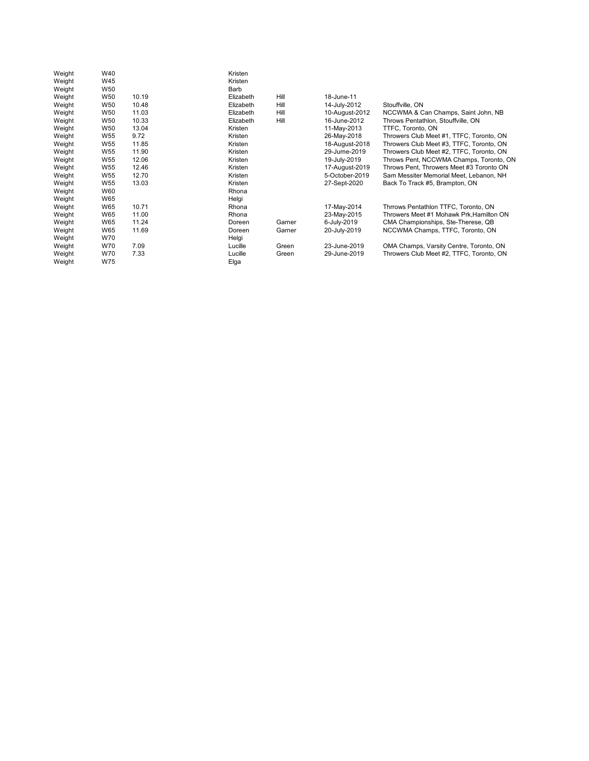| | | | | | | |
|---|---|---|---|---|---|---|
| Weight | W40 | | Kristen | | | |
| Weight | W45 | | Kristen | | | |
| Weight | W50 | | Barb | | | |
| Weight | W50 | 10.19 | Elizabeth | Hill | 18-June-11 | |
| Weight | W50 | 10.48 | Elizabeth | Hill | 14-July-2012 | Stouffville, ON |
| Weight | W50 | 11.03 | Elizabeth | Hill | 10-August-2012 | NCCWMA & Can Champs, Saint John, NB |
| Weight | W50 | 10.33 | Elizabeth | Hill | 16-June-2012 | Throws Pentathlon, Stouffville, ON |
| Weight | W50 | 13.04 | Kristen | | 11-May-2013 | TTFC, Toronto, ON |
| Weight | W55 | 9.72 | Kristen | | 26-May-2018 | Throwers Club Meet #1, TTFC, Toronto, ON |
| Weight | W55 | 11.85 | Kristen | | 18-August-2018 | Throwers Club Meet #3, TTFC, Toronto, ON |
| Weight | W55 | 11.90 | Kristen | | 29-Jume-2019 | Throwers Club Meet #2, TTFC, Toronto, ON |
| Weight | W55 | 12.06 | Kristen | | 19-July-2019 | Throws Pent, NCCWMA Champs, Toronto, ON |
| Weight | W55 | 12.46 | Kristen | | 17-August-2019 | Throws Pent, Throwers Meet #3 Toronto ON |
| Weight | W55 | 12.70 | Kristen | | 5-October-2019 | Sam Messiter Memorial Meet, Lebanon, NH |
| Weight | W55 | 13.03 | Kristen | | 27-Sept-2020 | Back To Track #5, Brampton, ON |
| Weight | W60 | | Rhona | | | |
| Weight | W65 | | Helgi | | | |
| Weight | W65 | 10.71 | Rhona | | 17-May-2014 | Thrrows Pentathlon TTFC, Toronto, ON |
| Weight | W65 | 11.00 | Rhona | | 23-May-2015 | Throwers Meet #1 Mohawk Prk,Hamilton ON |
| Weight | W65 | 11.24 | Doreen | Garner | 6-July-2019 | CMA Championships, Ste-Therese, QB |
| Weight | W65 | 11.69 | Doreen | Garner | 20-July-2019 | NCCWMA Champs, TTFC, Toronto, ON |
| Weight | W70 | | Helgi | | | |
| Weight | W70 | 7.09 | Lucille | Green | 23-June-2019 | OMA Champs, Varsity Centre, Toronto, ON |
| Weight | W70 | 7.33 | Lucille | Green | 29-June-2019 | Throwers Club Meet #2, TTFC, Toronto, ON |
| Weight | W75 | | Elga | | | |